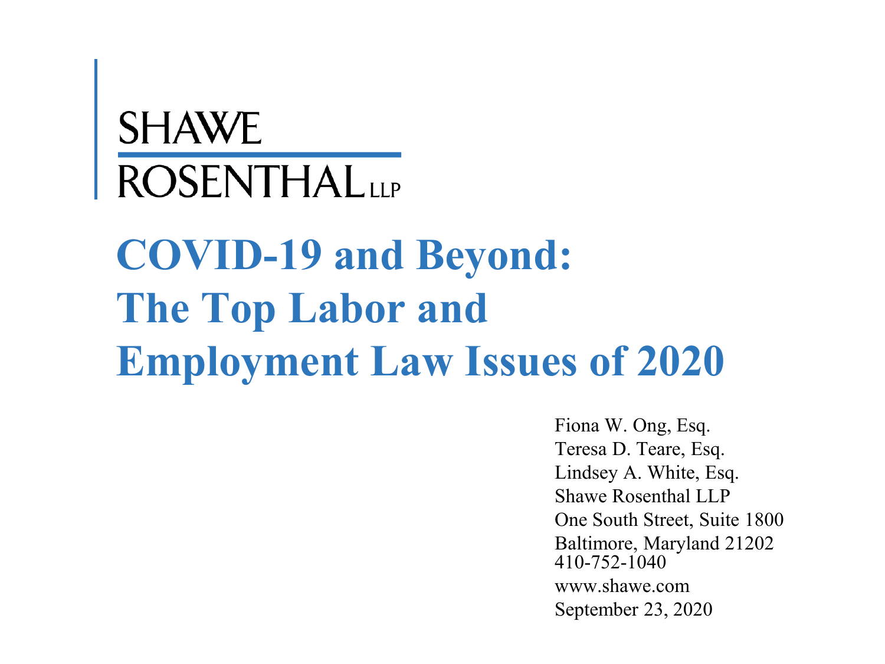SHAWE ROSENTHAL LLP

# COVID-19 and Beyond: The Top Labor and Employment Law Issues of 2020

Fiona W. Ong, Esq.
Teresa D. Teare, Esq.
Lindsey A. White, Esq.
Shawe Rosenthal LLP
One South Street, Suite 1800
Baltimore, Maryland 21202
410-752-1040
www.shawe.com
September 23, 2020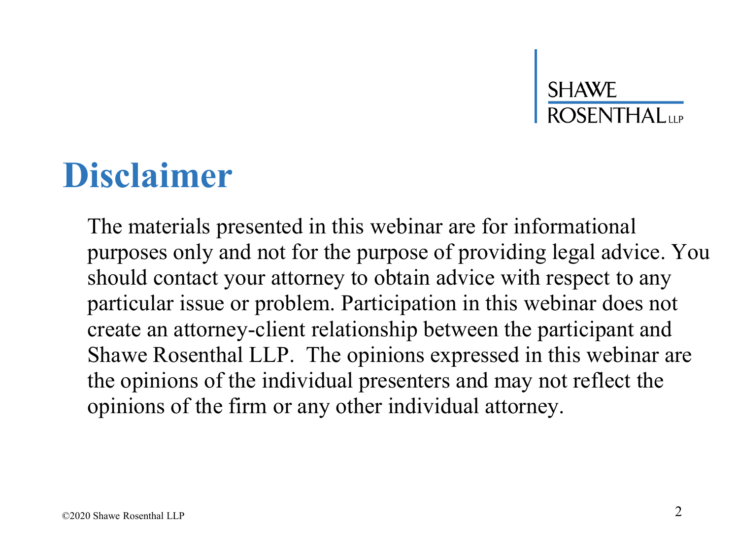# Disclaimer

The materials presented in this webinar are for informational purposes only and not for the purpose of providing legal advice. You should contact your attorney to obtain advice with respect to any particular issue or problem. Participation in this webinar does not create an attorney-client relationship between the participant and Shawe Rosenthal LLP. The opinions expressed in this webinar are the opinions of the individual presenters and may not reflect the opinions of the firm or any other individual attorney.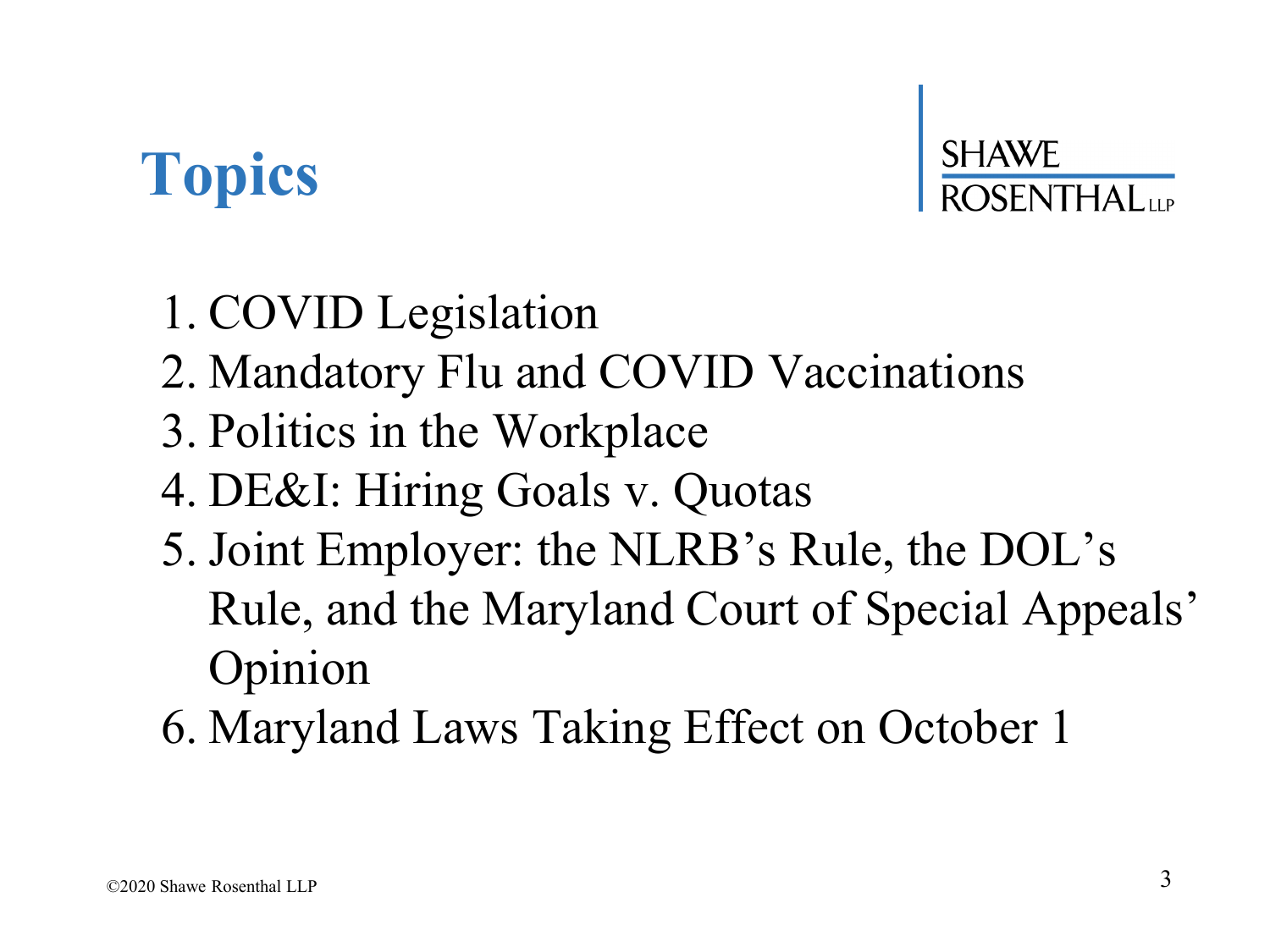# Topics

1. COVID Legislation
2. Mandatory Flu and COVID Vaccinations
3. Politics in the Workplace
4. DE&I: Hiring Goals v. Quotas
5. Joint Employer: the NLRB's Rule, the DOL's Rule, and the Maryland Court of Special Appeals' Opinion
6. Maryland Laws Taking Effect on October 1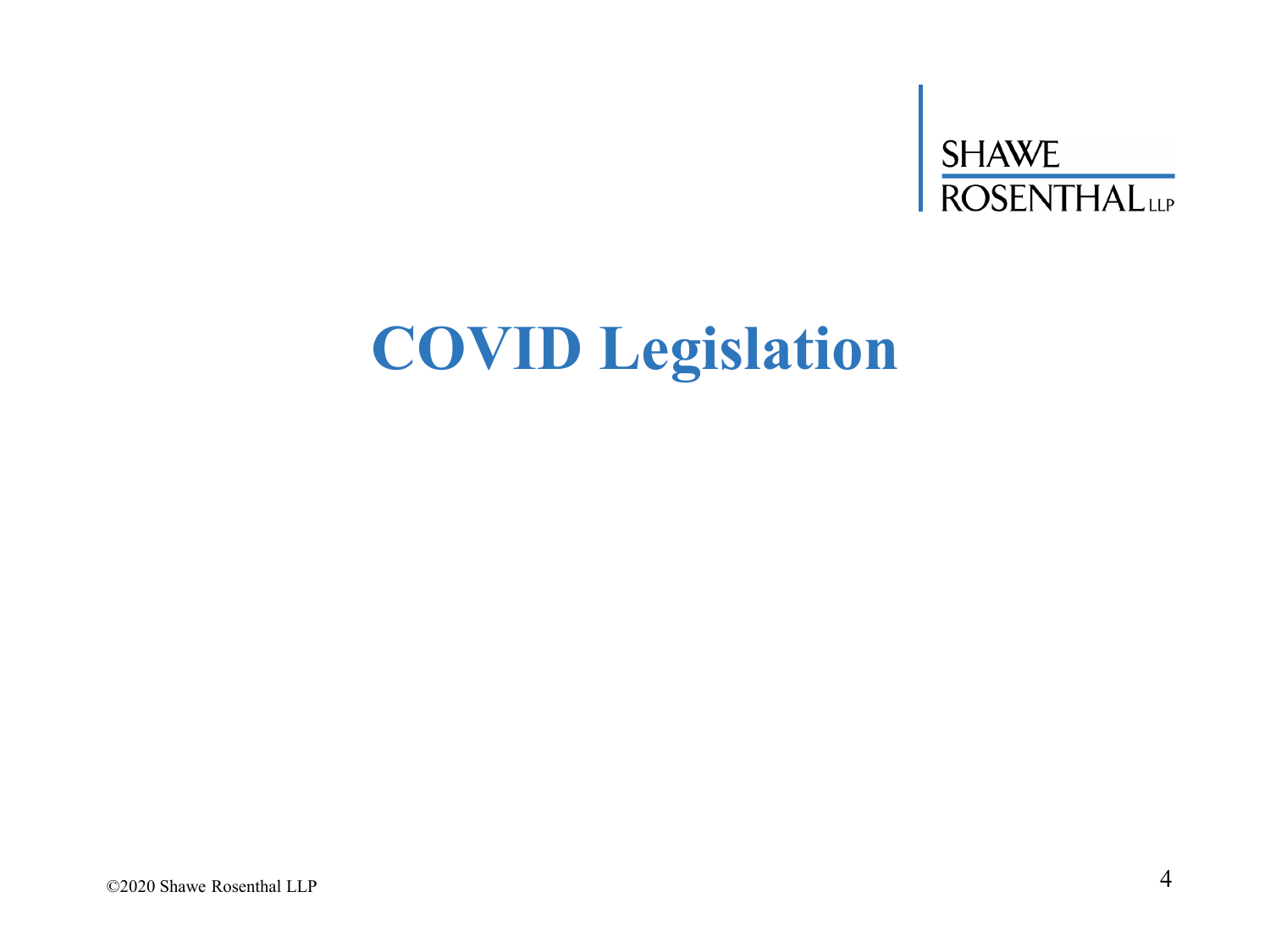# COVID Legislation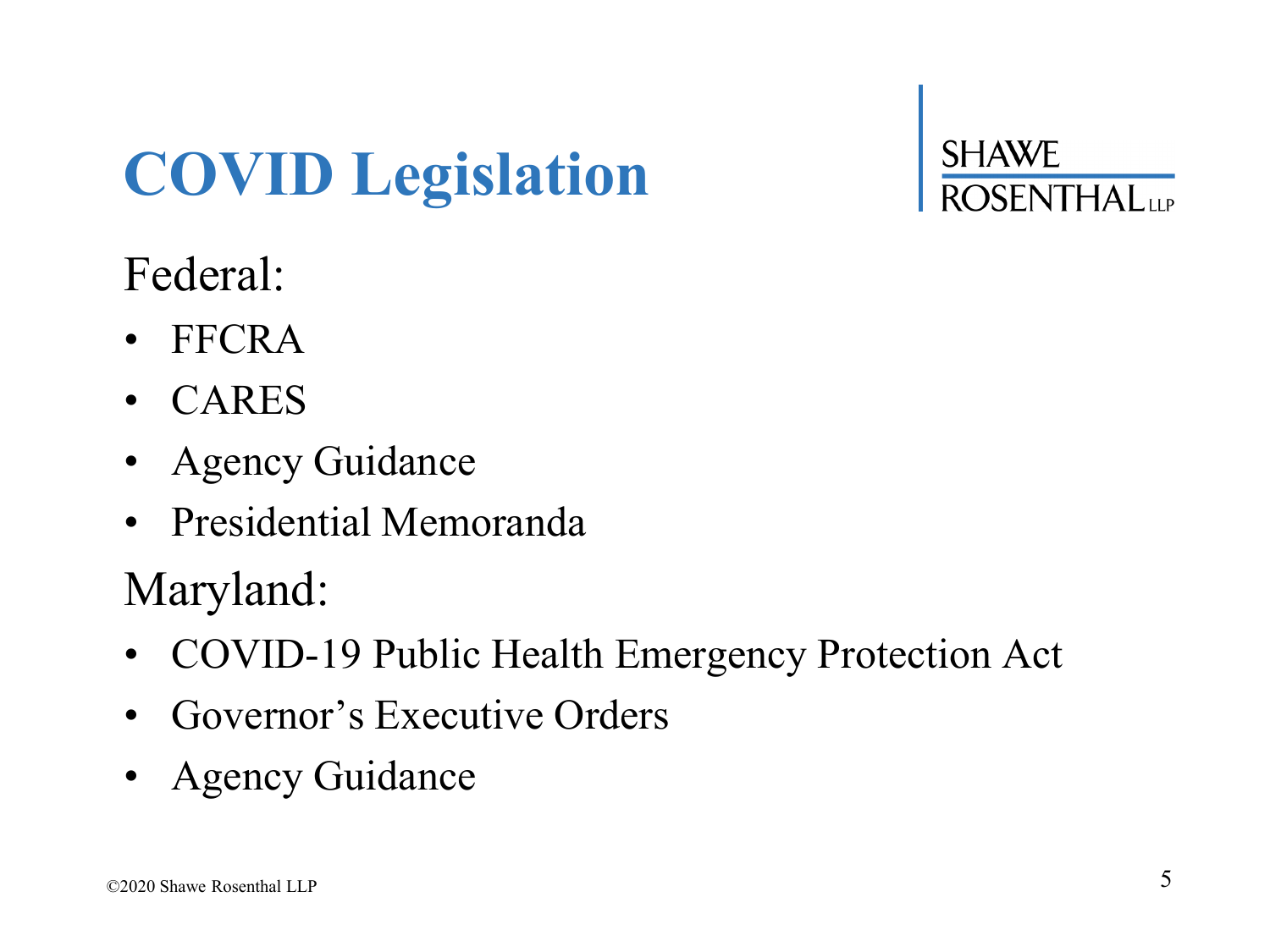# COVID Legislation

Federal:

- FFCRA
- CARES
- Agency Guidance
- Presidential Memoranda

Maryland:

- COVID-19 Public Health Emergency Protection Act
- Governor's Executive Orders
- Agency Guidance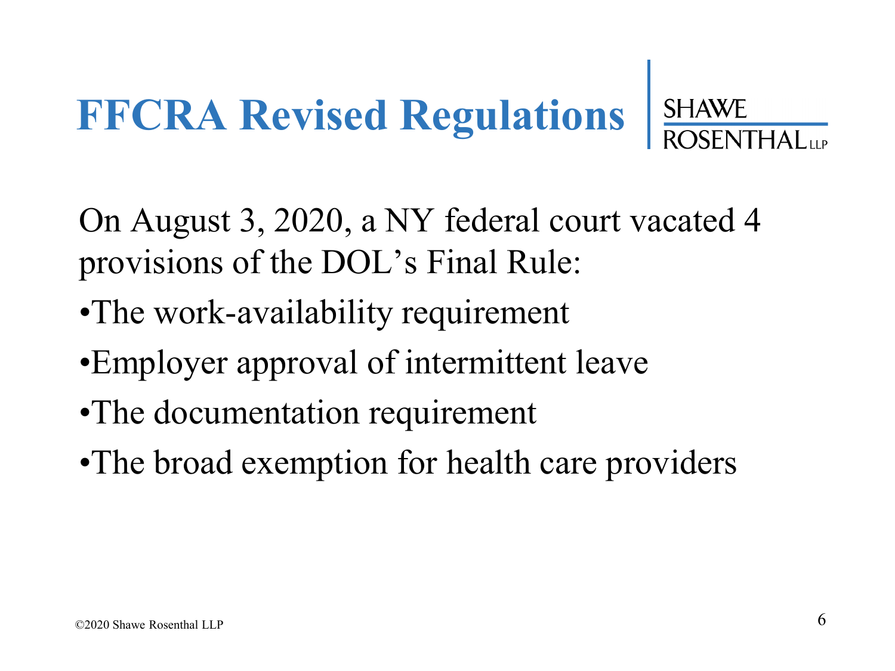# FFCRA Revised Regulations

On August 3, 2020, a NY federal court vacated 4 provisions of the DOL's Final Rule:

- The work-availability requirement
- Employer approval of intermittent leave
- The documentation requirement
- The broad exemption for health care providers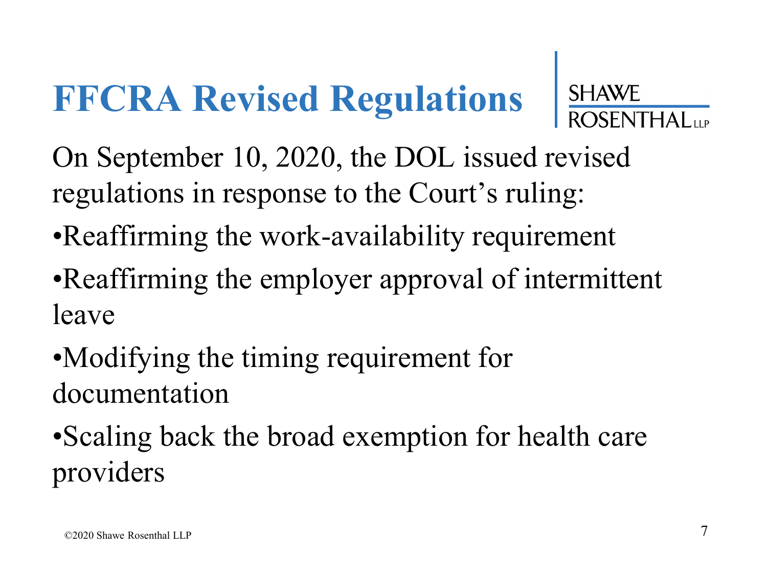# FFCRA Revised Regulations

On September 10, 2020, the DOL issued revised regulations in response to the Court's ruling:

- Reaffirming the work-availability requirement
- Reaffirming the employer approval of intermittent leave
- Modifying the timing requirement for documentation
- Scaling back the broad exemption for health care providers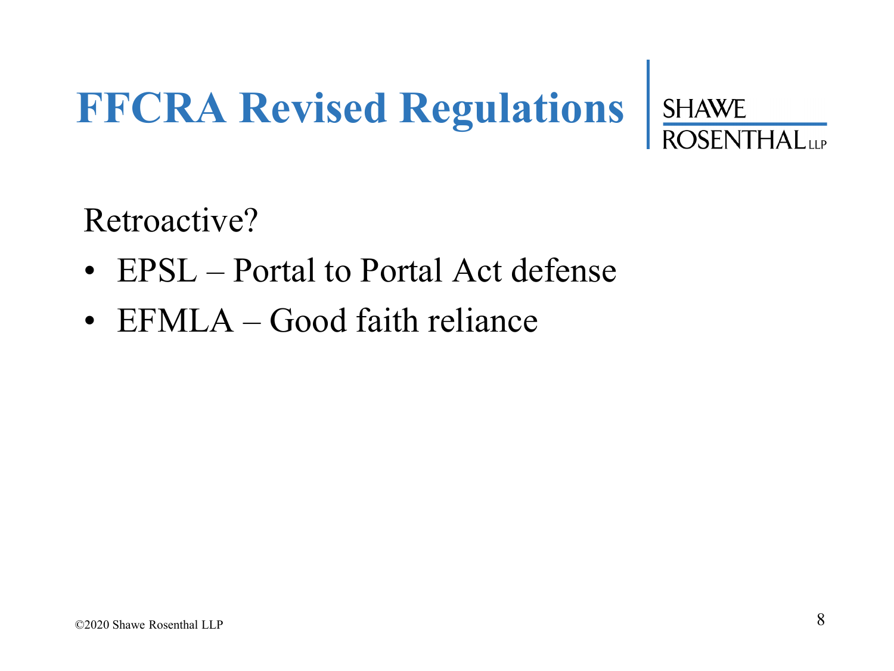# FFCRA Revised Regulations

Retroactive?

- EPSL – Portal to Portal Act defense
- EFMLA – Good faith reliance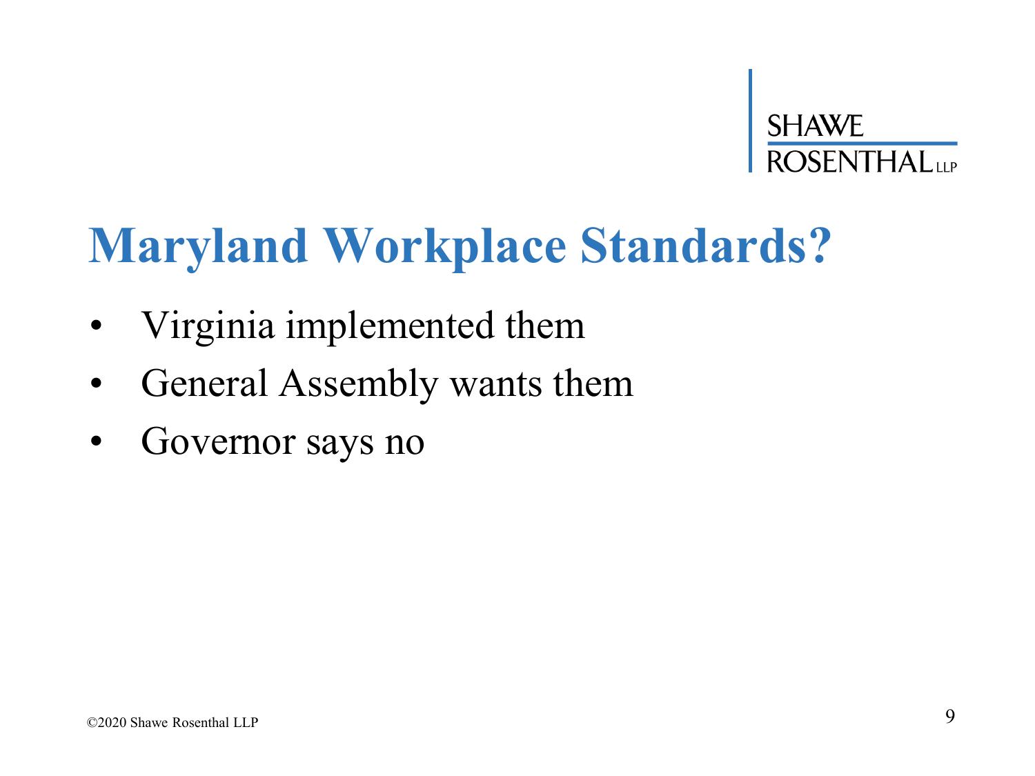# Maryland Workplace Standards?

- Virginia implemented them
- General Assembly wants them
- Governor says no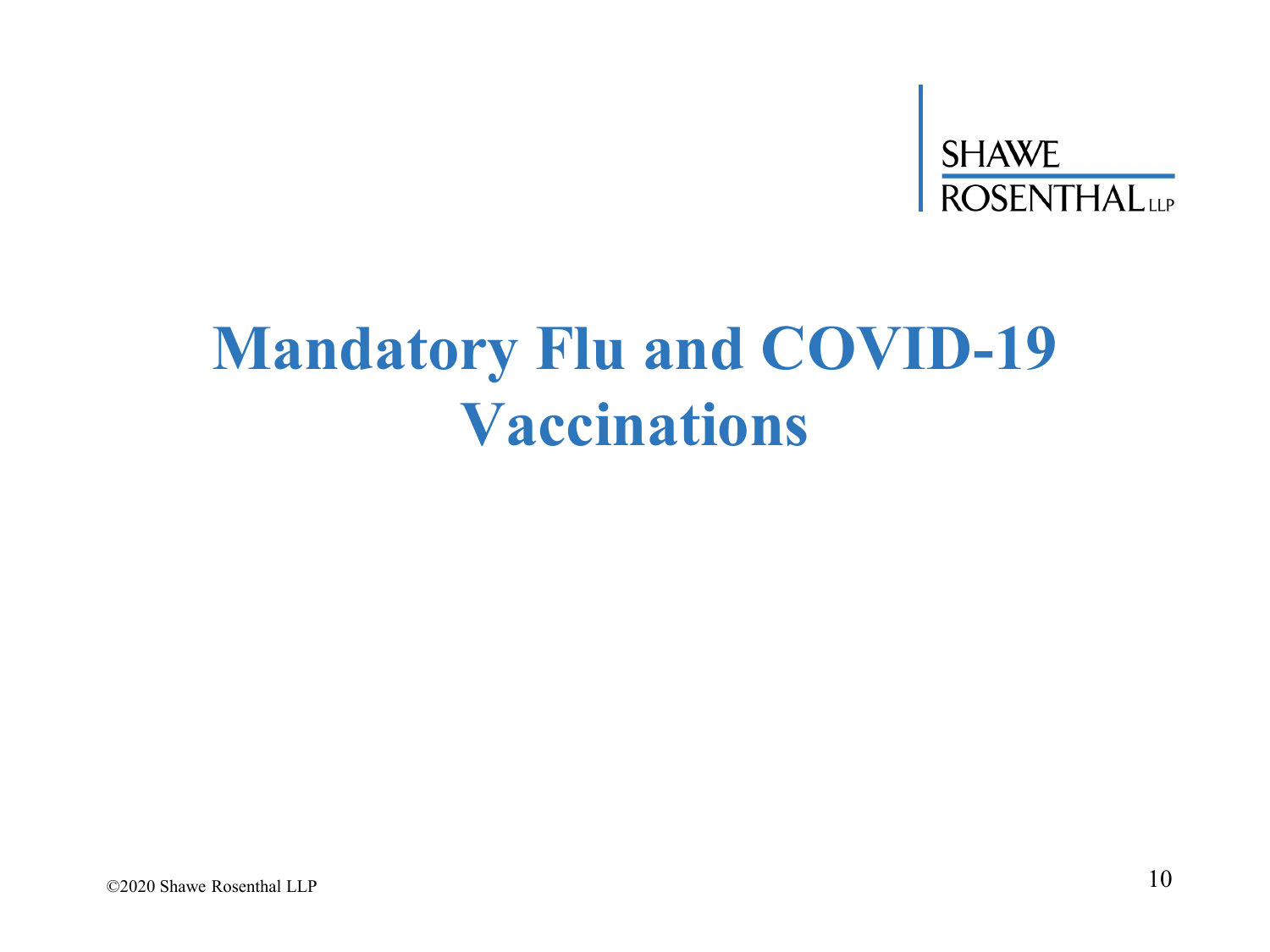# Mandatory Flu and COVID-19 Vaccinations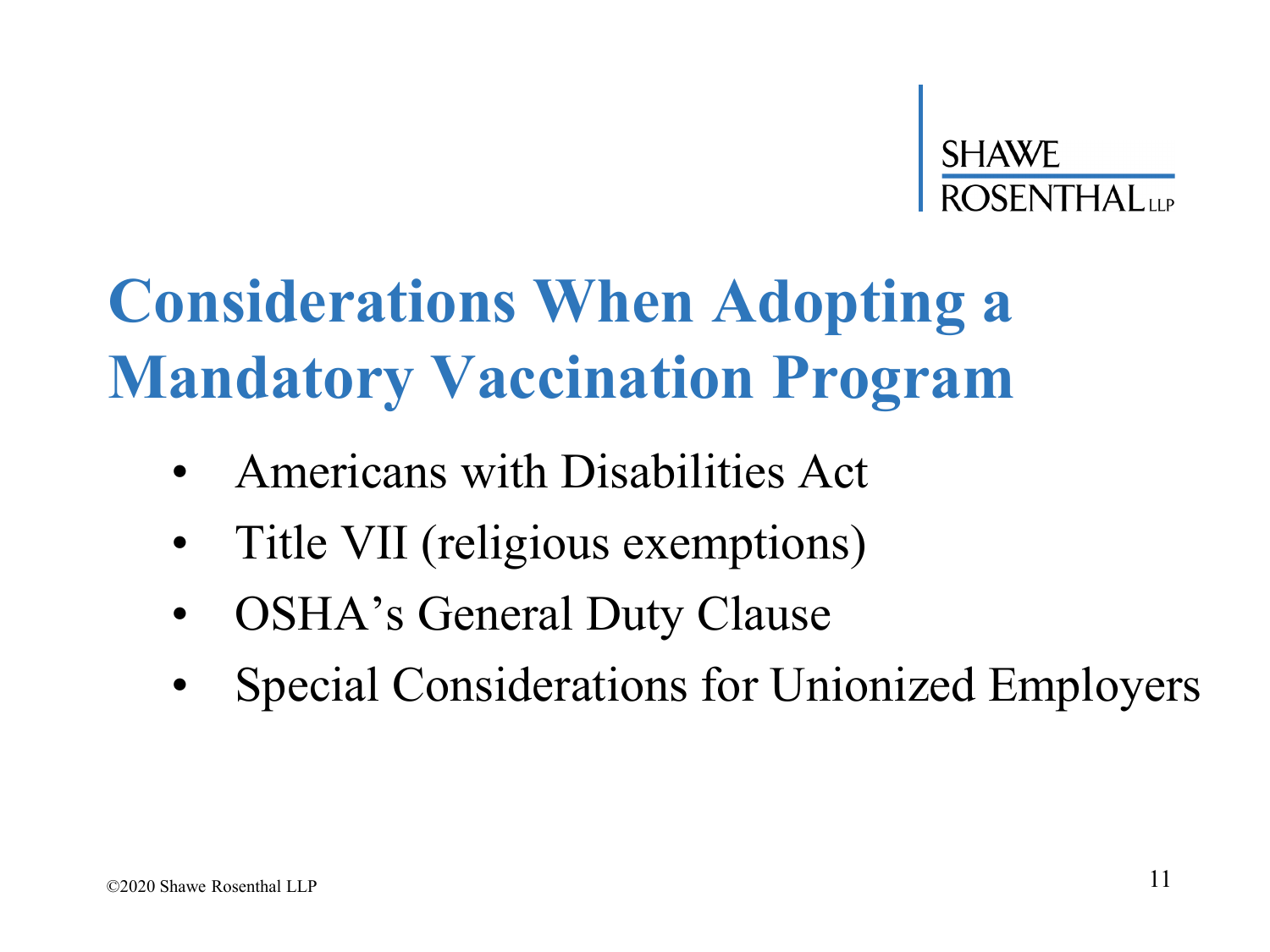# Considerations When Adopting a Mandatory Vaccination Program

- Americans with Disabilities Act
- Title VII (religious exemptions)
- OSHA's General Duty Clause
- Special Considerations for Unionized Employers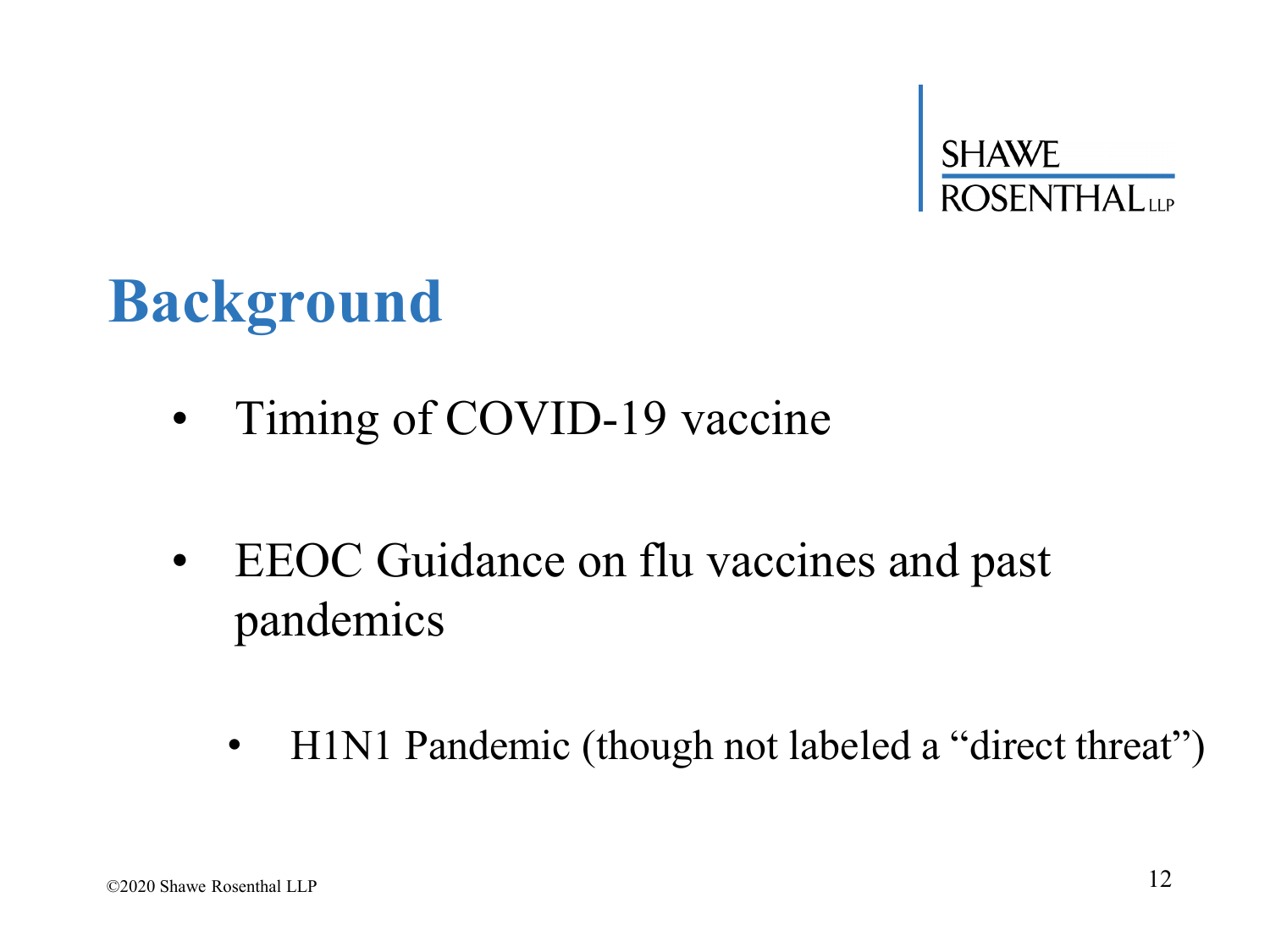# Background

- Timing of COVID-19 vaccine

- EEOC Guidance on flu vaccines and past pandemics

    - H1N1 Pandemic (though not labeled a “direct threat”)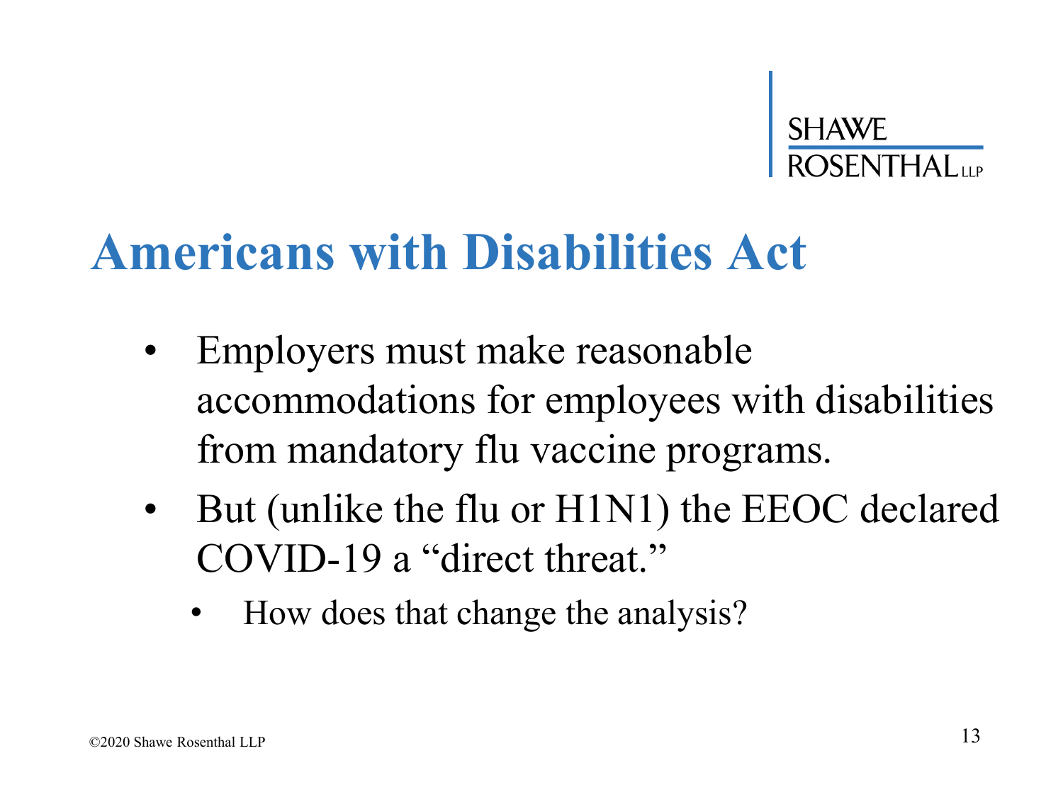# Americans with Disabilities Act

- Employers must make reasonable accommodations for employees with disabilities from mandatory flu vaccine programs.
- But (unlike the flu or H1N1) the EEOC declared COVID-19 a "direct threat."
  - How does that change the analysis?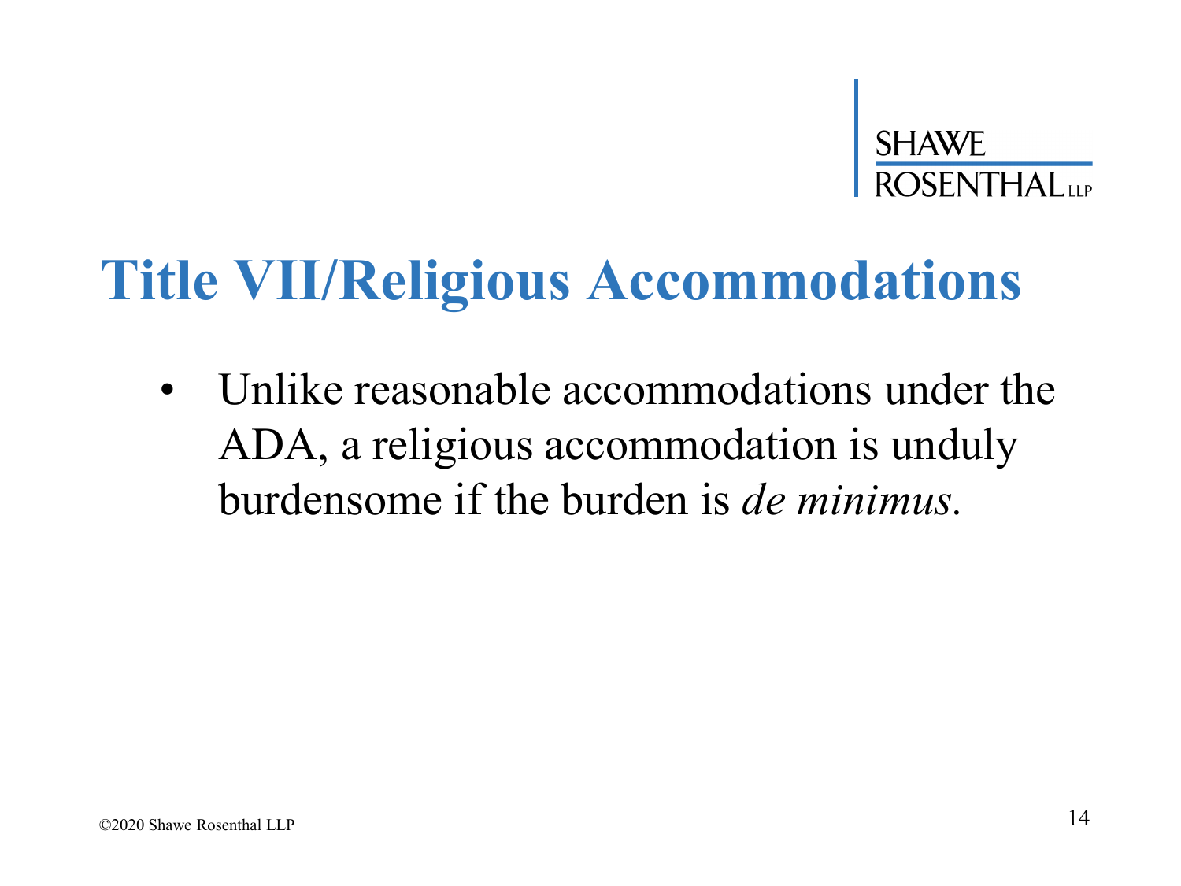# Title VII/Religious Accommodations

- Unlike reasonable accommodations under the ADA, a religious accommodation is unduly burdensome if the burden is *de minimus*.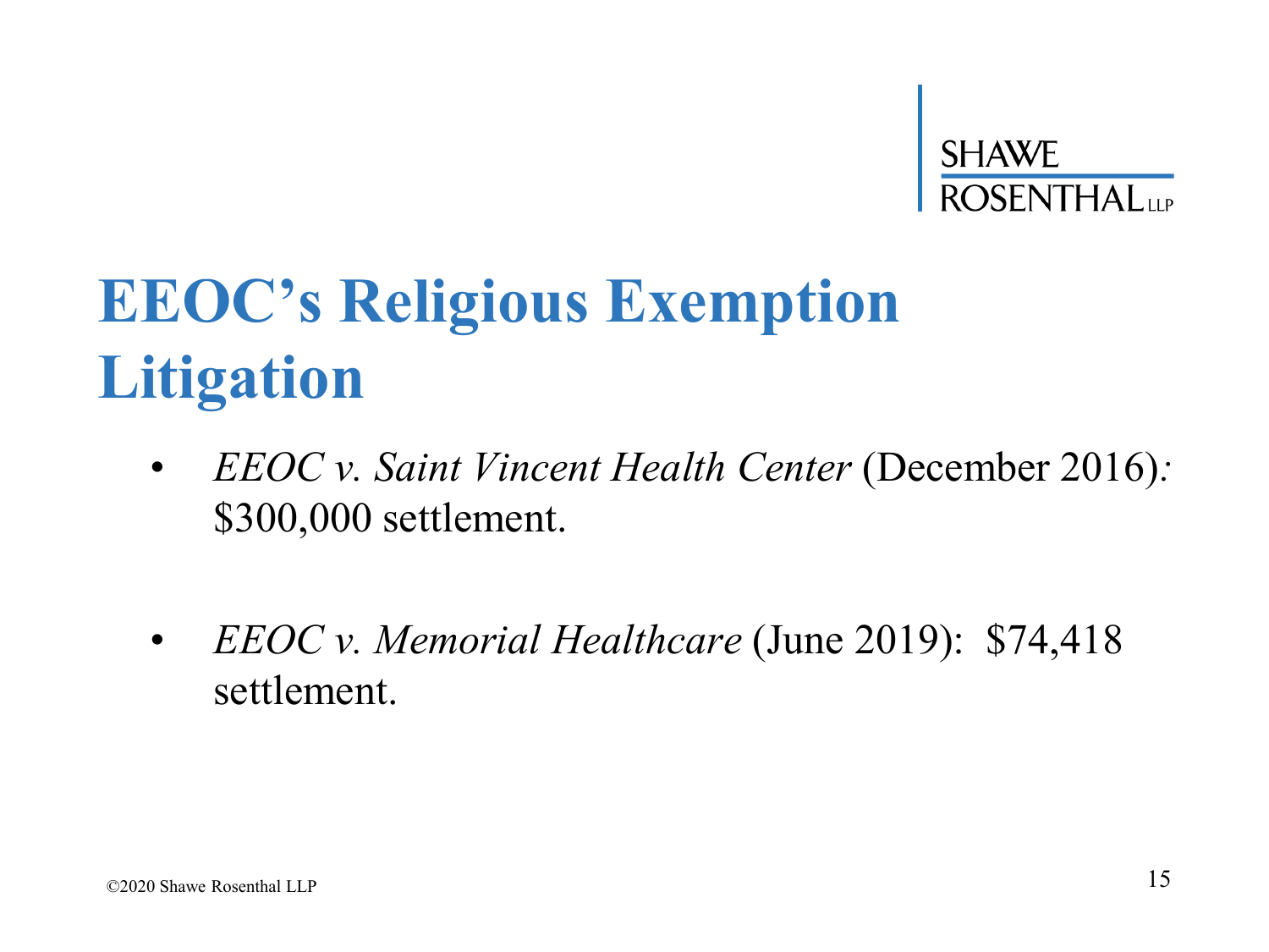# EEOC's Religious Exemption Litigation

- *EEOC v. Saint Vincent Health Center* (December 2016)*:* $300,000 settlement.

- *EEOC v. Memorial Healthcare* (June 2019): $74,418 settlement.

©2020 Shawe Rosenthal LLP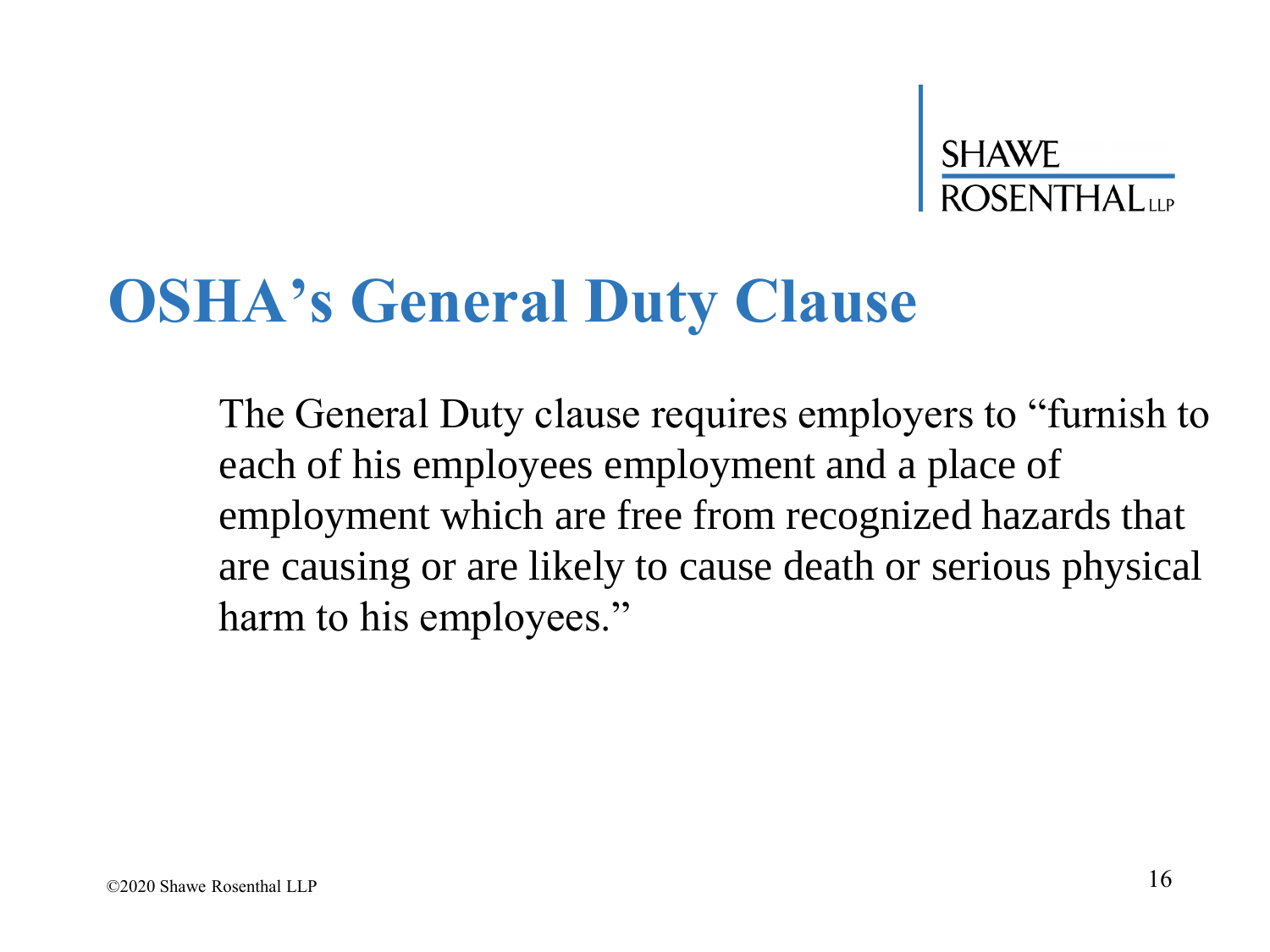# OSHA's General Duty Clause

The General Duty clause requires employers to "furnish to each of his employees employment and a place of employment which are free from recognized hazards that are causing or are likely to cause death or serious physical harm to his employees."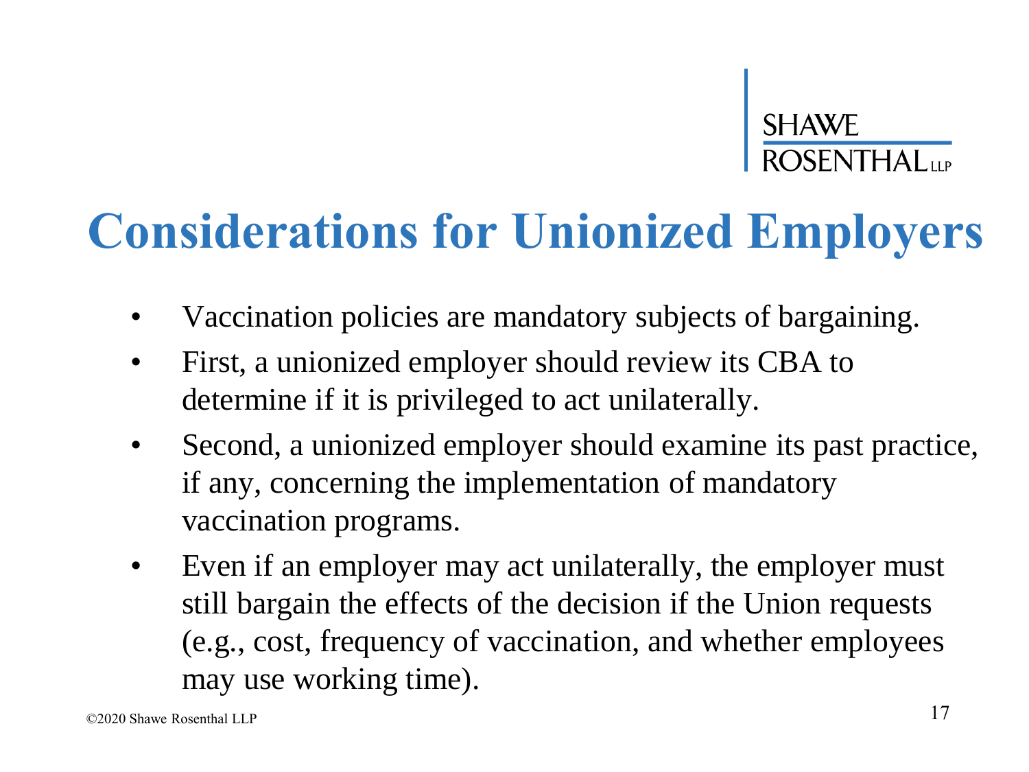# Considerations for Unionized Employers

- Vaccination policies are mandatory subjects of bargaining.
- First, a unionized employer should review its CBA to determine if it is privileged to act unilaterally.
- Second, a unionized employer should examine its past practice, if any, concerning the implementation of mandatory vaccination programs.
- Even if an employer may act unilaterally, the employer must still bargain the effects of the decision if the Union requests (e.g., cost, frequency of vaccination, and whether employees may use working time).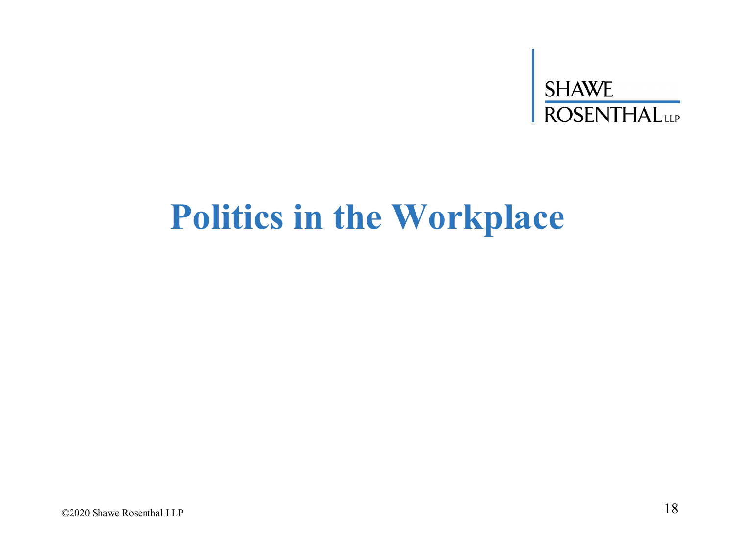# Politics in the Workplace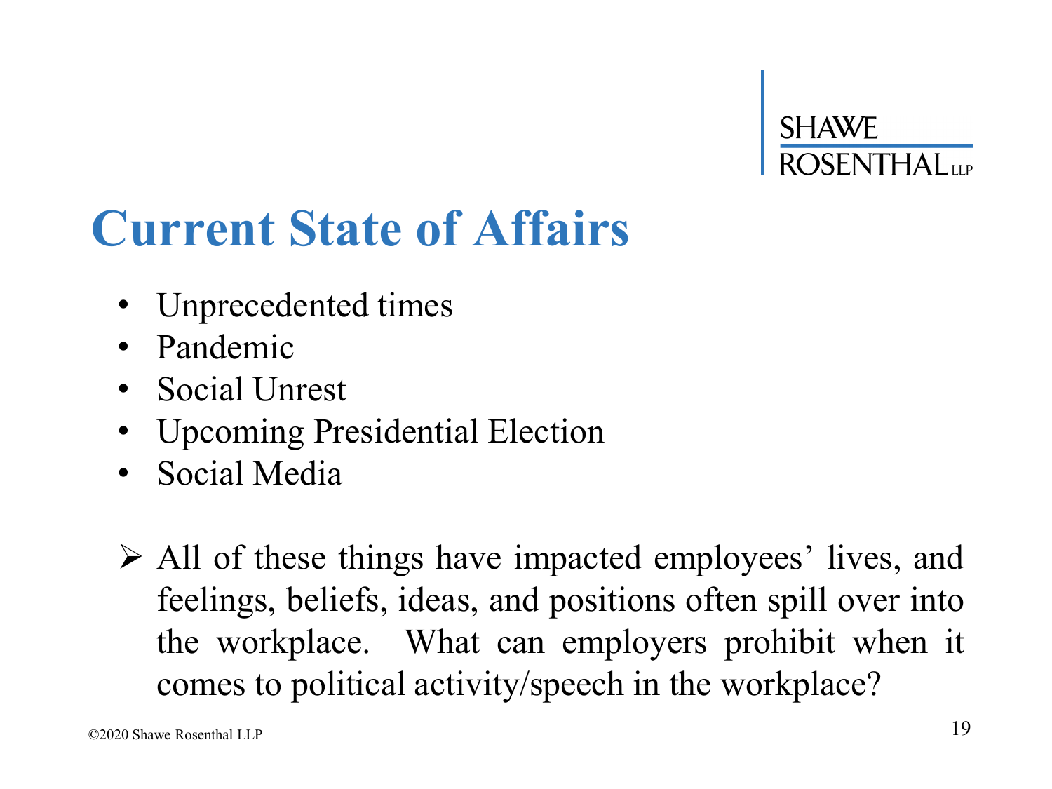# Current State of Affairs

- Unprecedented times
- Pandemic
- Social Unrest
- Upcoming Presidential Election
- Social Media

➢ All of these things have impacted employees' lives, and feelings, beliefs, ideas, and positions often spill over into the workplace. What can employers prohibit when it comes to political activity/speech in the workplace?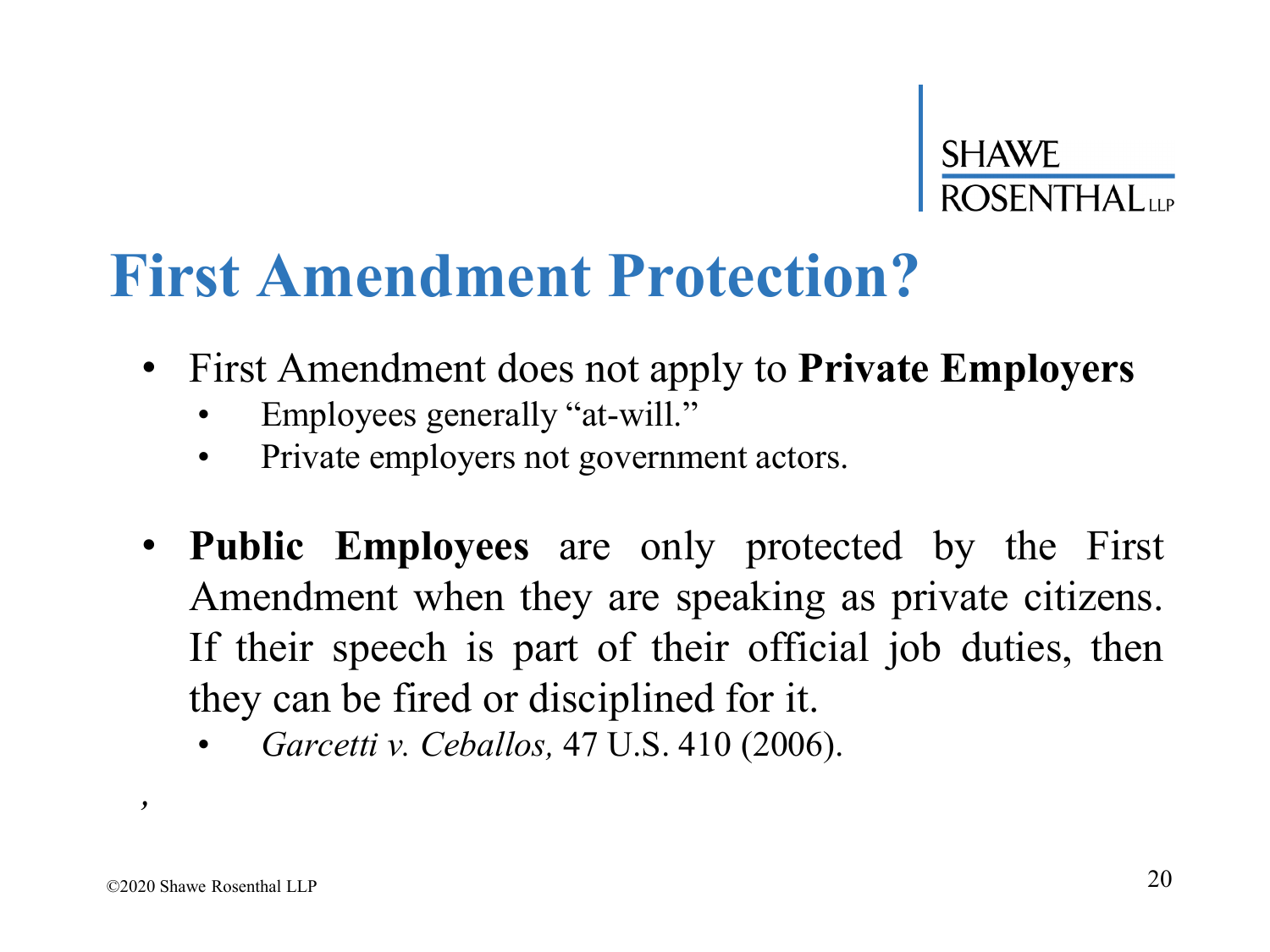# First Amendment Protection?

- First Amendment does not apply to **Private Employers**
  - Employees generally "at-will."
  - Private employers not government actors.

- **Public Employees** are only protected by the First Amendment when they are speaking as private citizens. If their speech is part of their official job duties, then they can be fired or disciplined for it.
  - *Garcetti v. Ceballos,* 47 U.S. 410 (2006).

,

©2020 Shawe Rosenthal LLP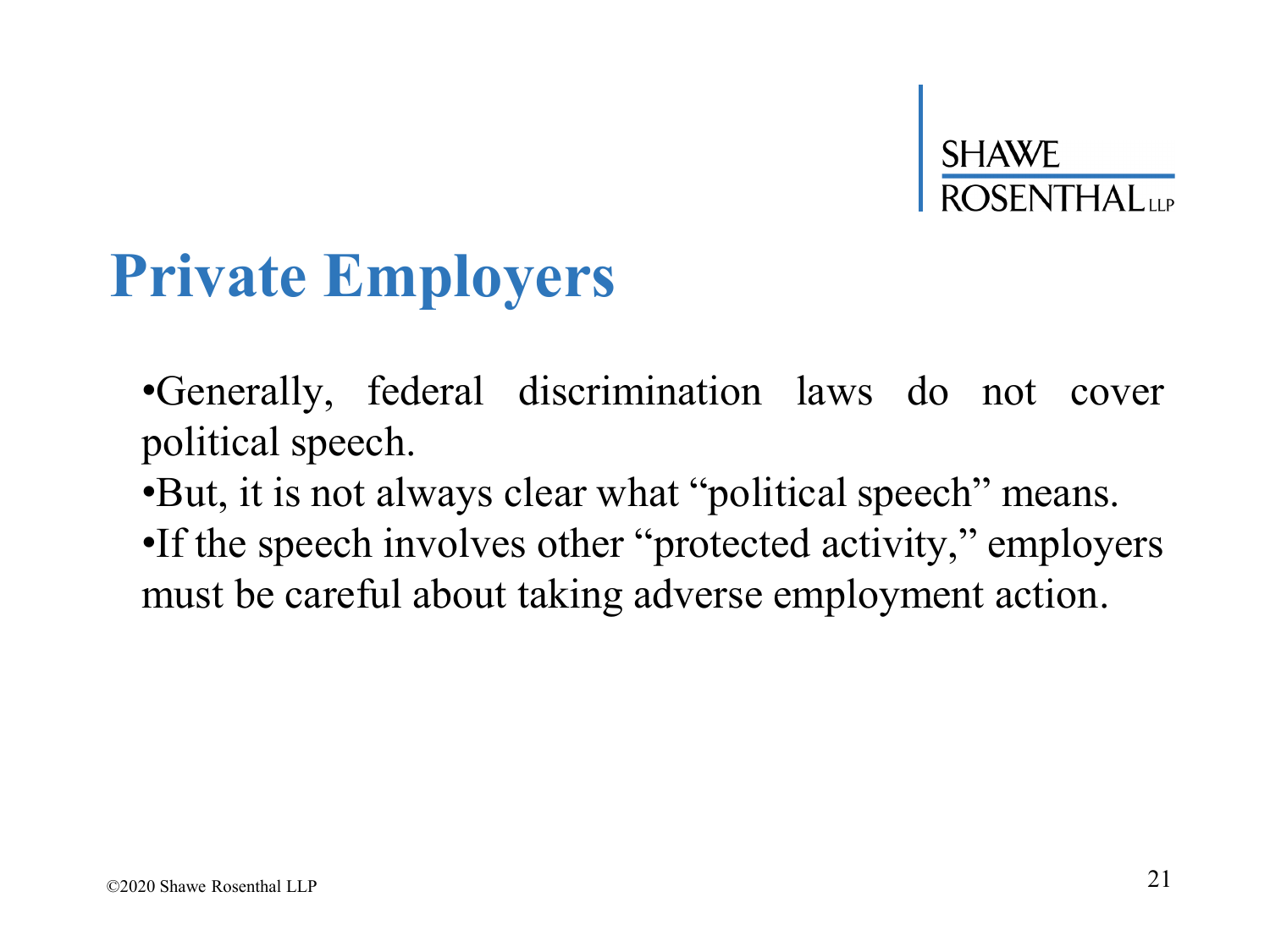# Private Employers

- Generally, federal discrimination laws do not cover political speech.
- But, it is not always clear what "political speech" means.
- If the speech involves other "protected activity," employers must be careful about taking adverse employment action.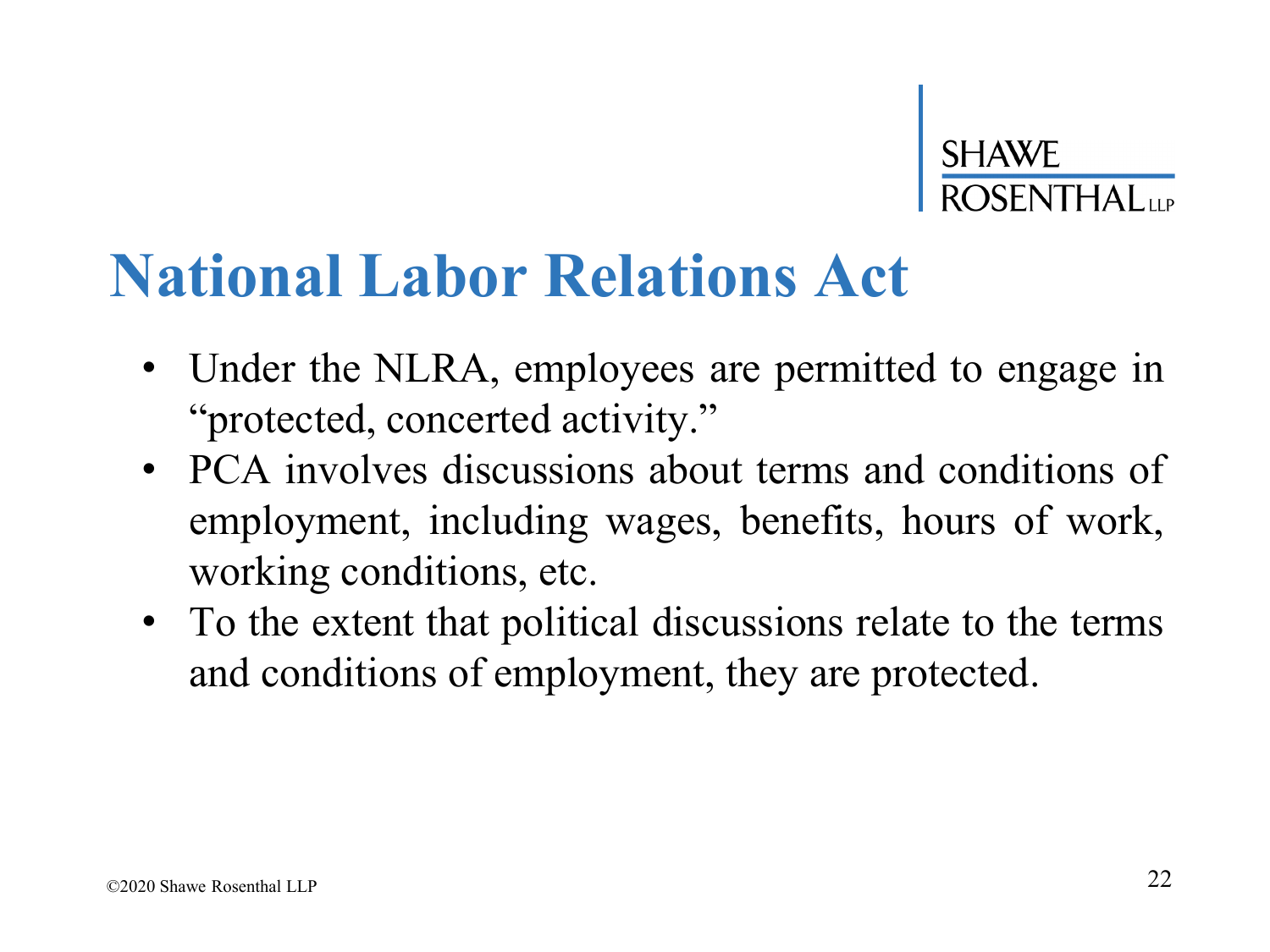# National Labor Relations Act

- Under the NLRA, employees are permitted to engage in "protected, concerted activity."
- PCA involves discussions about terms and conditions of employment, including wages, benefits, hours of work, working conditions, etc.
- To the extent that political discussions relate to the terms and conditions of employment, they are protected.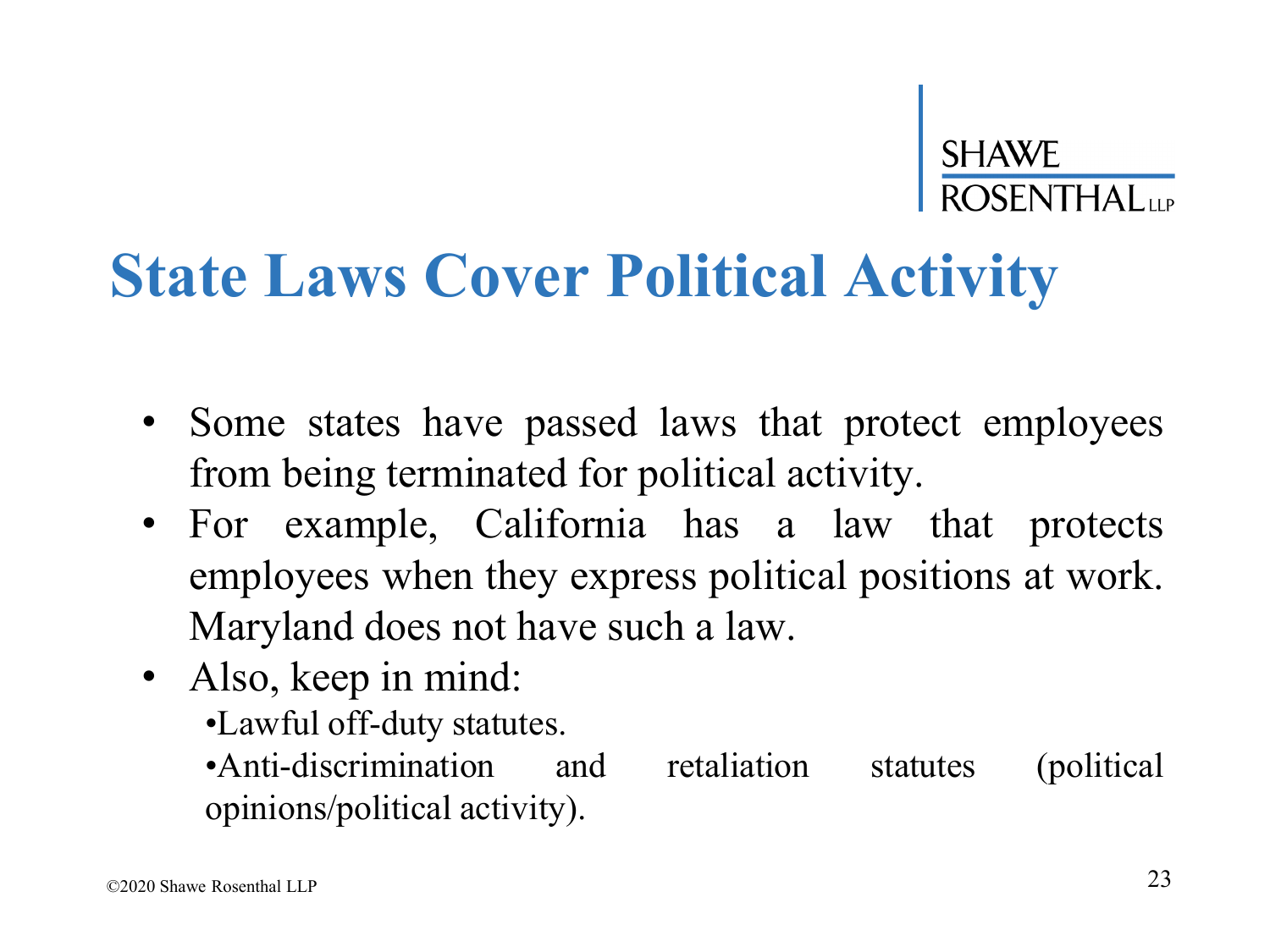# State Laws Cover Political Activity

- Some states have passed laws that protect employees from being terminated for political activity.
- For example, California has a law that protects employees when they express political positions at work. Maryland does not have such a law.
- Also, keep in mind:
  - Lawful off-duty statutes.
  - Anti-discrimination and retaliation statutes (political opinions/political activity).

©2020 Shawe Rosenthal LLP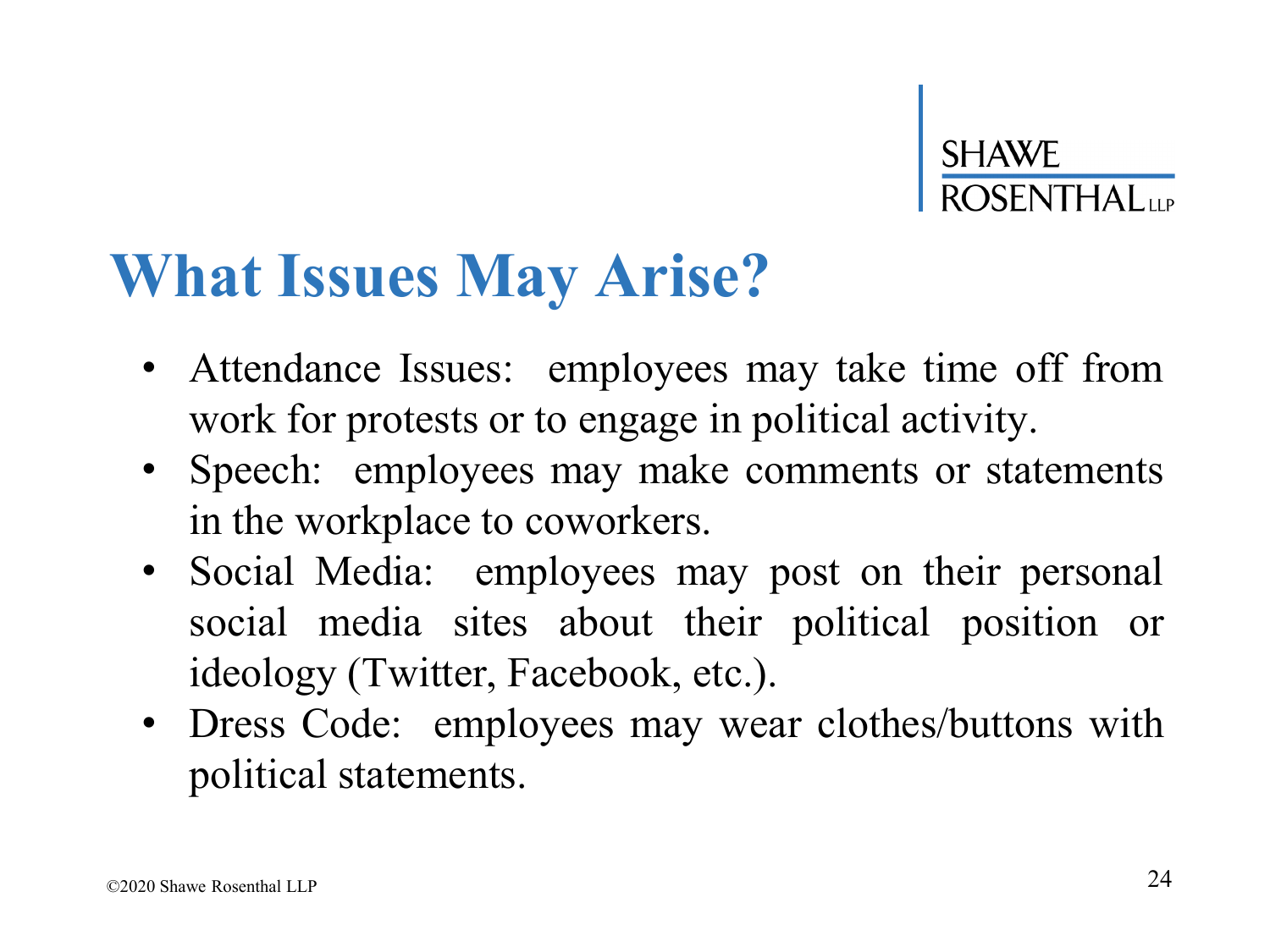# What Issues May Arise?

- Attendance Issues: employees may take time off from work for protests or to engage in political activity.
- Speech: employees may make comments or statements in the workplace to coworkers.
- Social Media: employees may post on their personal social media sites about their political position or ideology (Twitter, Facebook, etc.).
- Dress Code: employees may wear clothes/buttons with political statements.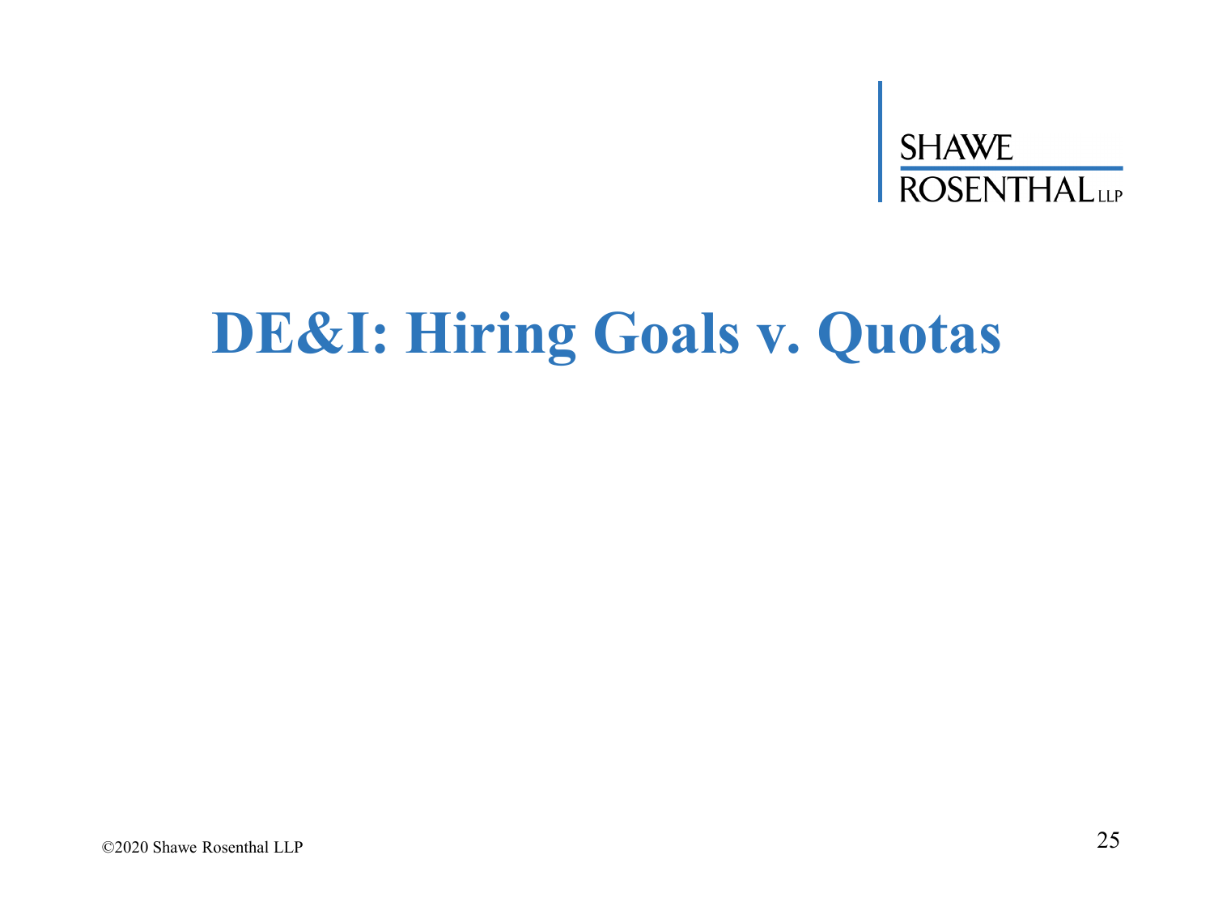# DE&I: Hiring Goals v. Quotas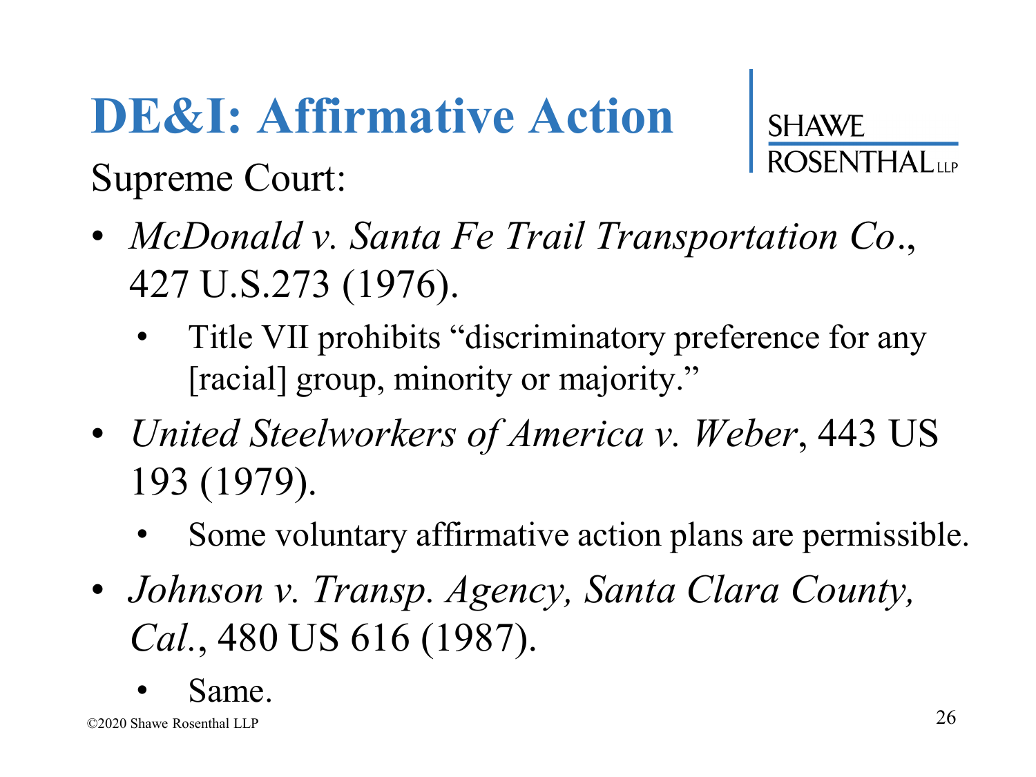# DE&I: Affirmative Action

Supreme Court:

- *McDonald v. Santa Fe Trail Transportation Co*., 427 U.S.273 (1976).
  - Title VII prohibits "discriminatory preference for any [racial] group, minority or majority."
- *United Steelworkers of America v. Weber*, 443 US 193 (1979).
  - Some voluntary affirmative action plans are permissible.
- *Johnson v. Transp. Agency, Santa Clara County, Cal.*, 480 US 616 (1987).
  - Same.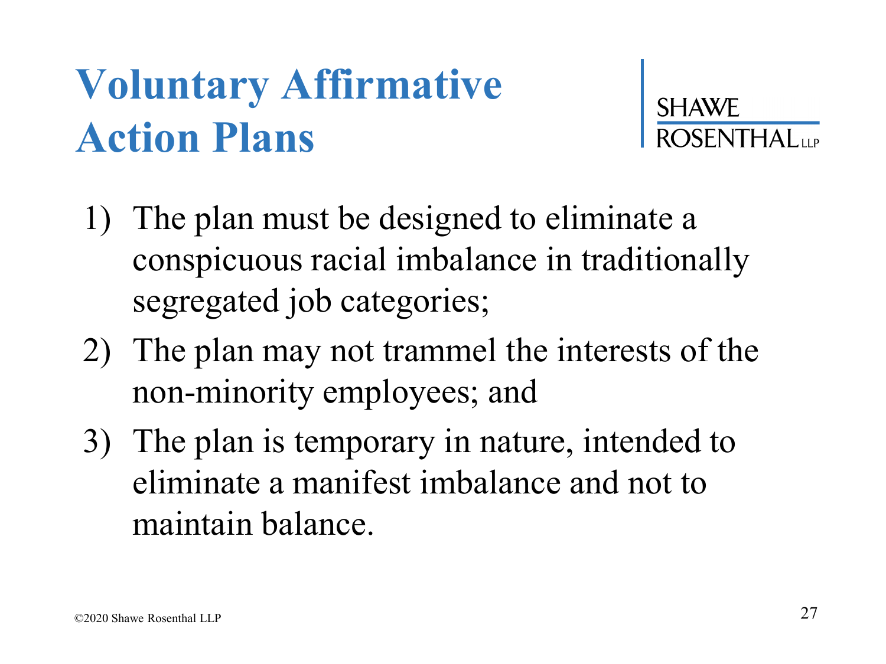# Voluntary Affirmative Action Plans

1) The plan must be designed to eliminate a conspicuous racial imbalance in traditionally segregated job categories;
2) The plan may not trammel the interests of the non-minority employees; and
3) The plan is temporary in nature, intended to eliminate a manifest imbalance and not to maintain balance.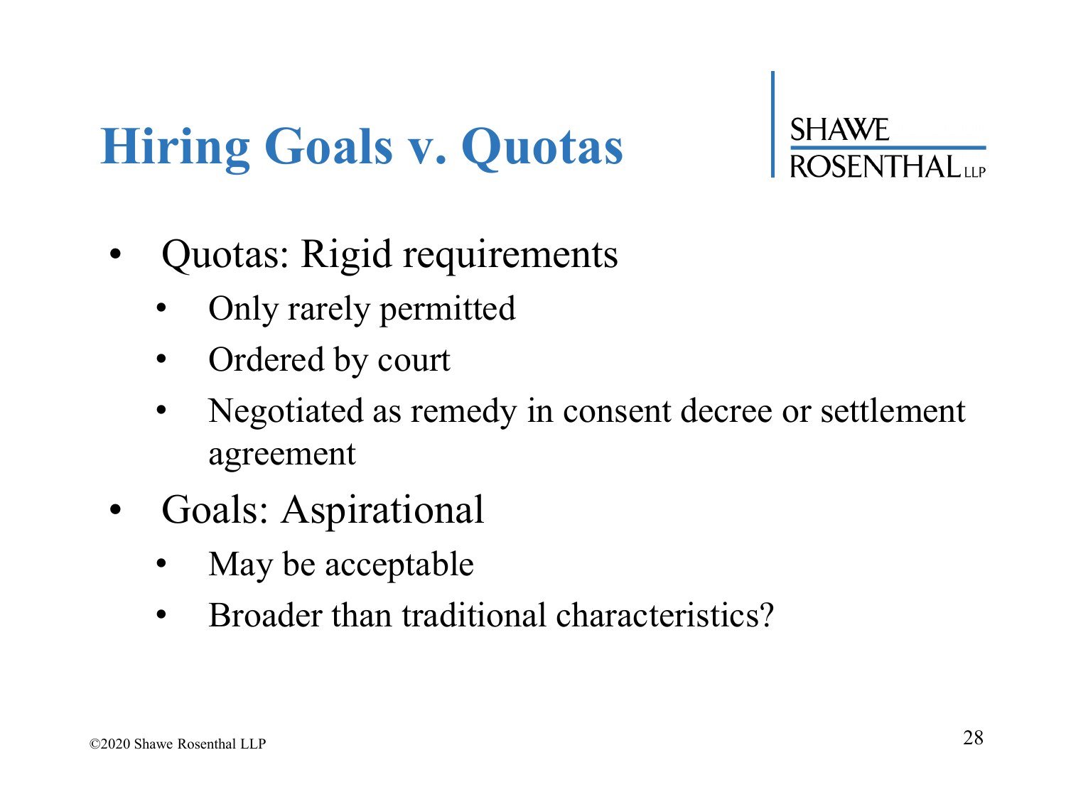# Hiring Goals v. Quotas

- Quotas: Rigid requirements
  - Only rarely permitted
  - Ordered by court
  - Negotiated as remedy in consent decree or settlement agreement
- Goals: Aspirational
  - May be acceptable
  - Broader than traditional characteristics?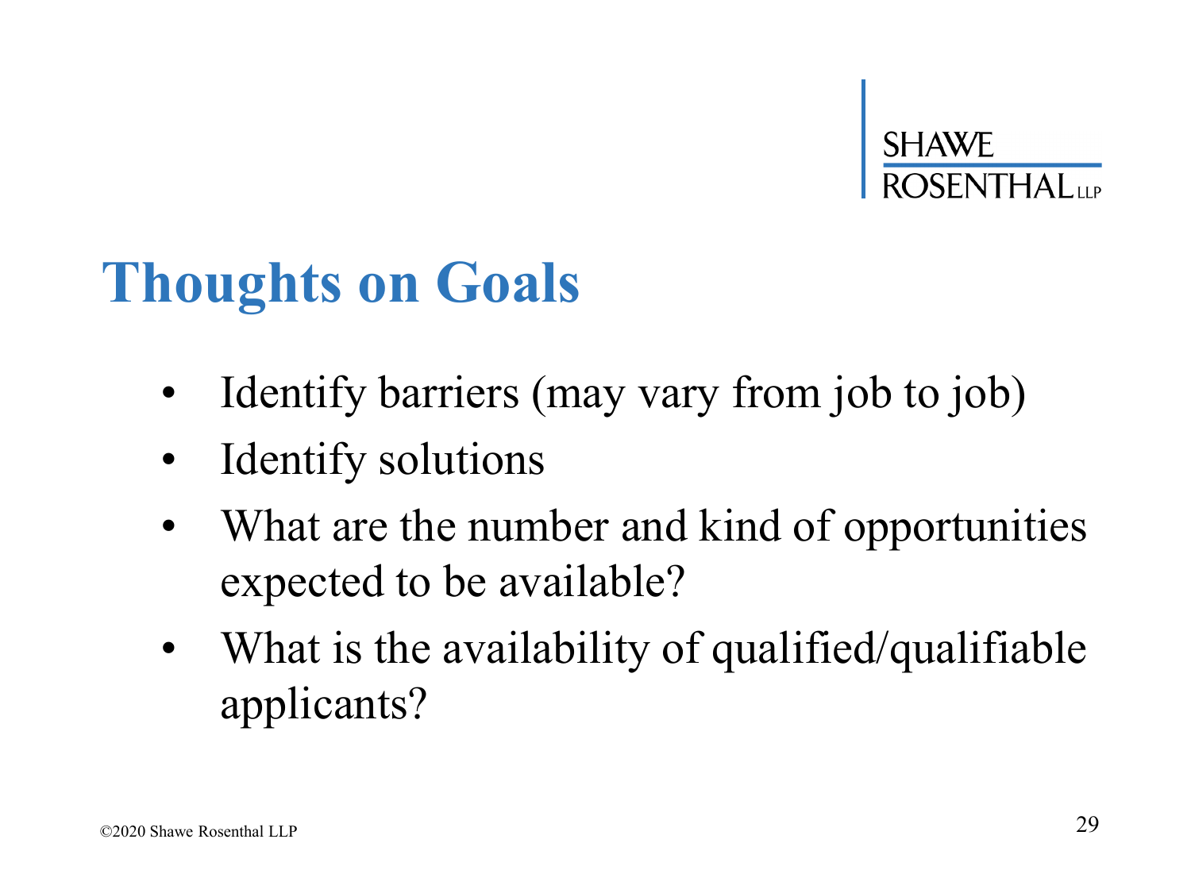# Thoughts on Goals

- Identify barriers (may vary from job to job)
- Identify solutions
- What are the number and kind of opportunities expected to be available?
- What is the availability of qualified/qualifiable applicants?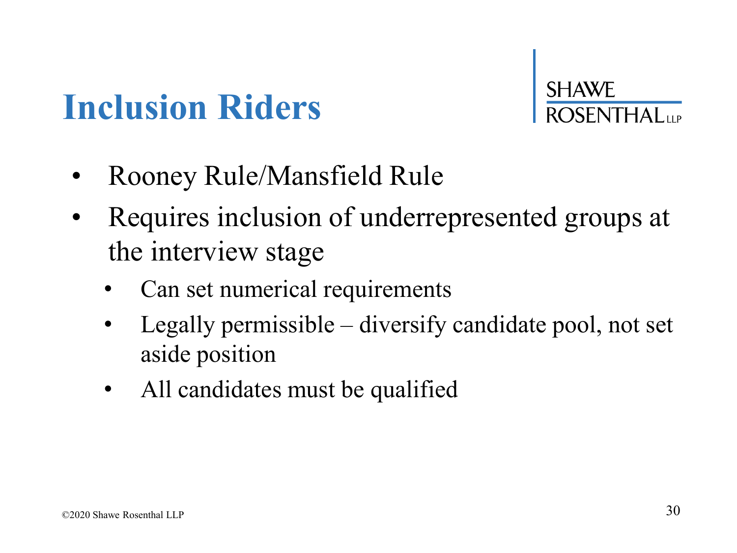# Inclusion Riders

- Rooney Rule/Mansfield Rule
- Requires inclusion of underrepresented groups at the interview stage
  - Can set numerical requirements
  - Legally permissible – diversify candidate pool, not set aside position
  - All candidates must be qualified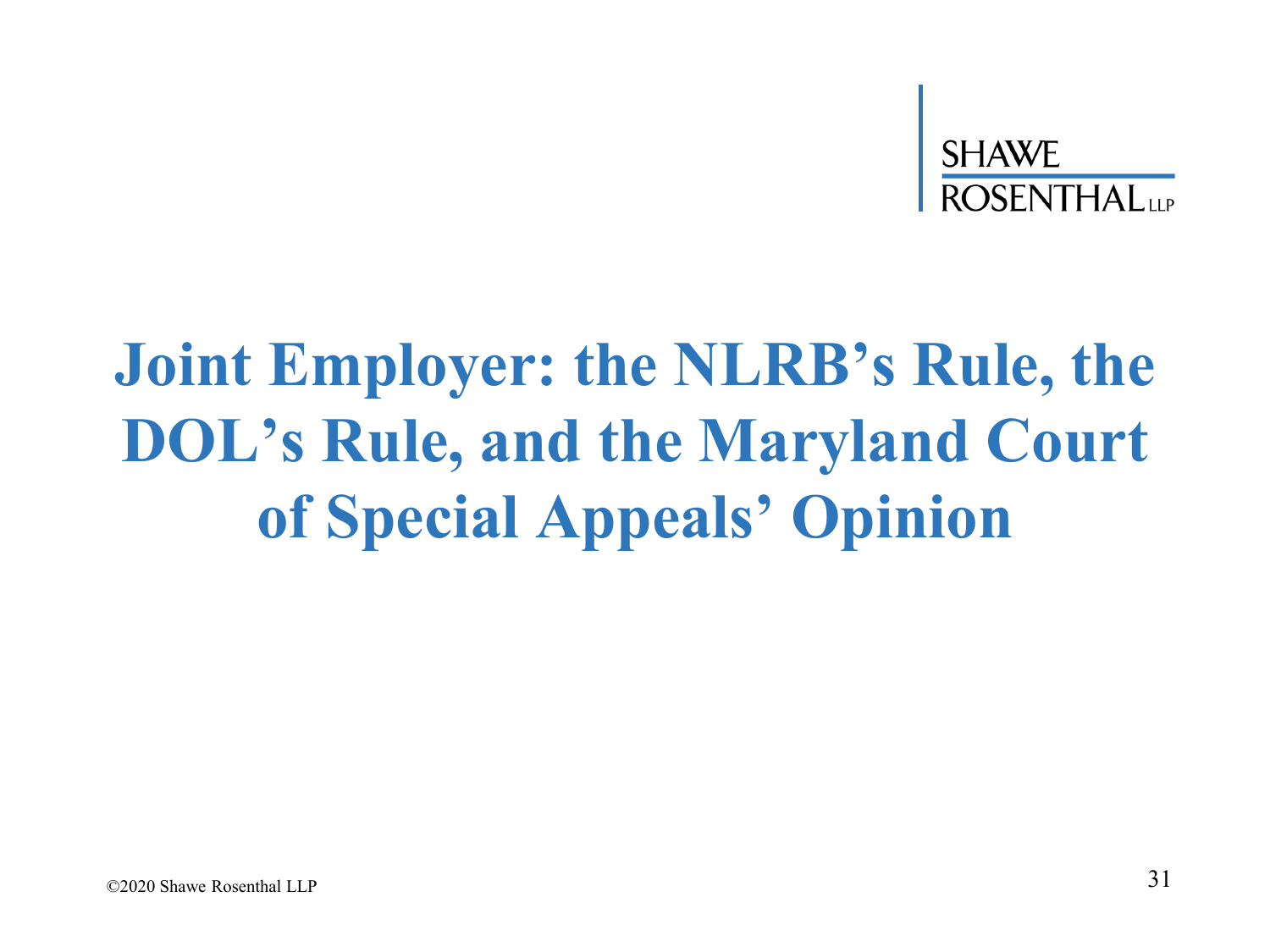# Joint Employer: the NLRB's Rule, the DOL's Rule, and the Maryland Court of Special Appeals' Opinion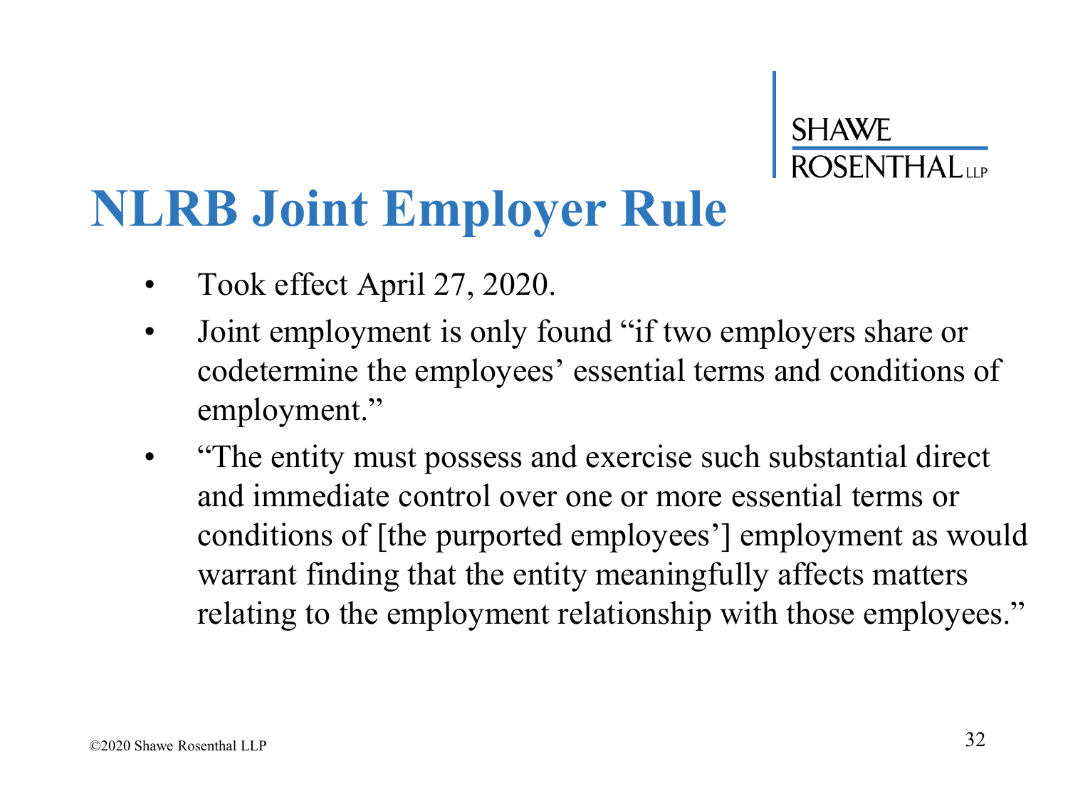# NLRB Joint Employer Rule

- Took effect April 27, 2020.
- Joint employment is only found "if two employers share or codetermine the employees' essential terms and conditions of employment."
- "The entity must possess and exercise such substantial direct and immediate control over one or more essential terms or conditions of [the purported employees'] employment as would warrant finding that the entity meaningfully affects matters relating to the employment relationship with those employees."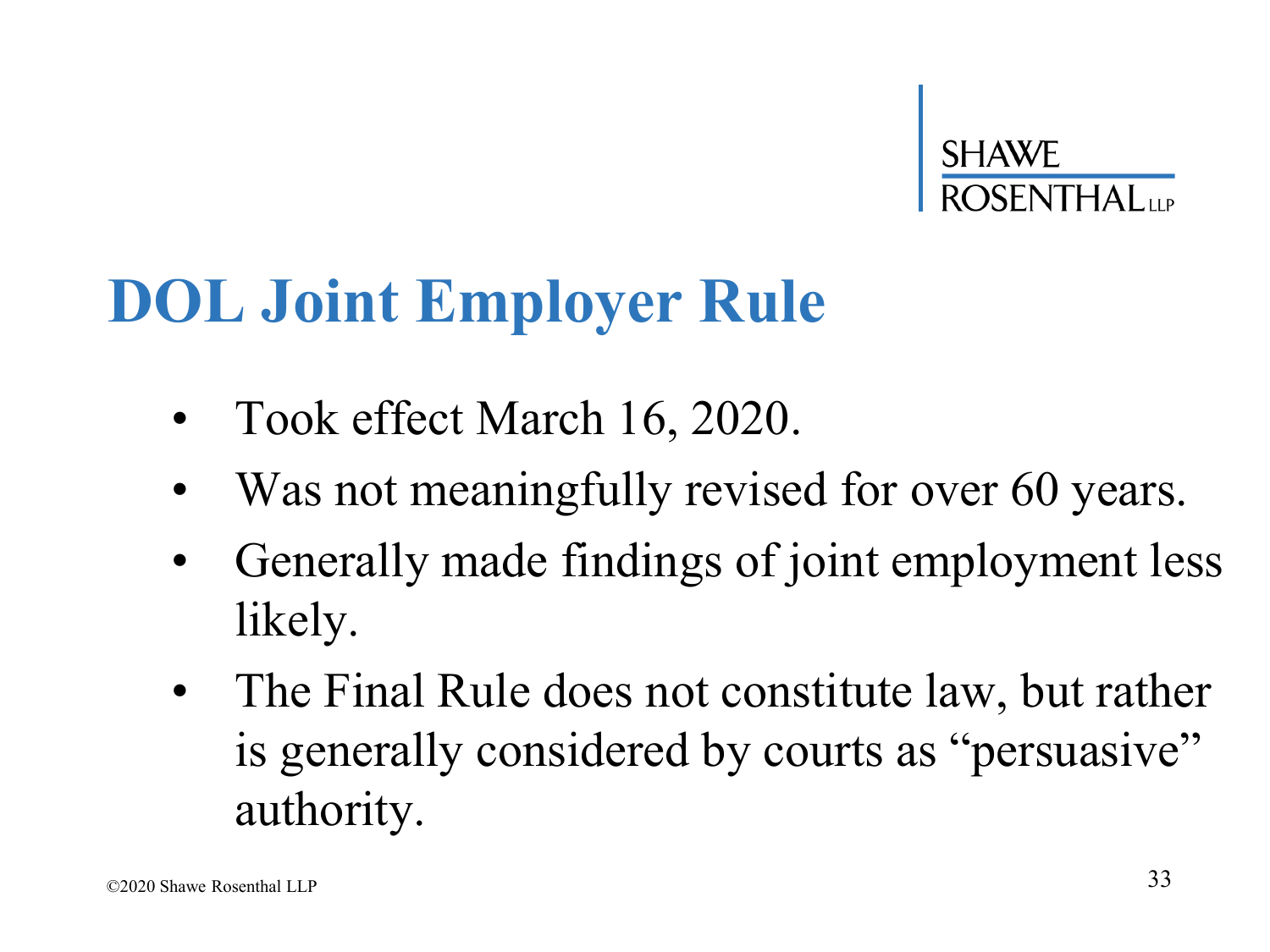# DOL Joint Employer Rule

- Took effect March 16, 2020.
- Was not meaningfully revised for over 60 years.
- Generally made findings of joint employment less likely.
- The Final Rule does not constitute law, but rather is generally considered by courts as "persuasive" authority.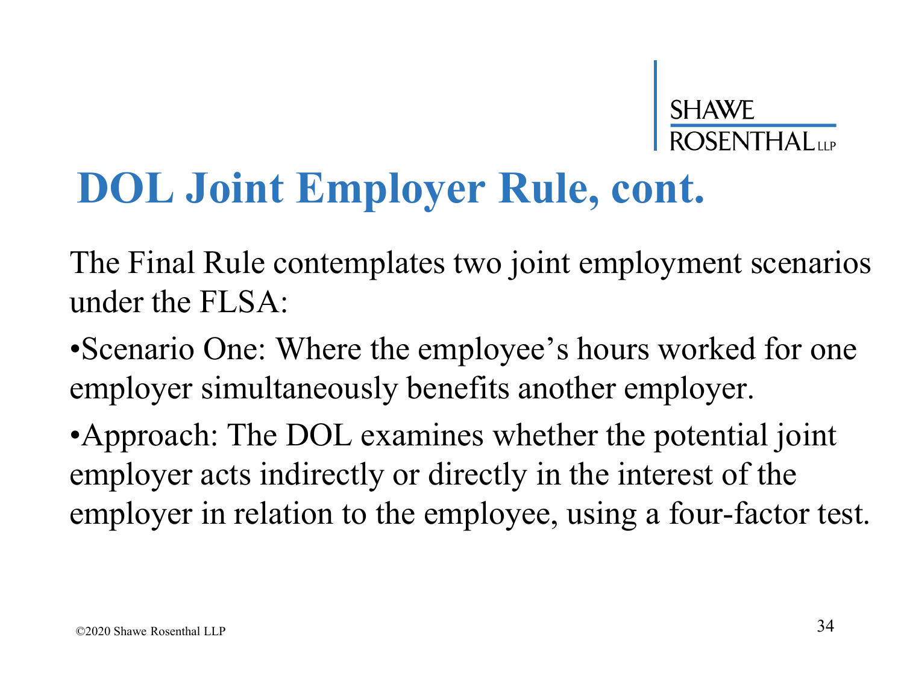# DOL Joint Employer Rule, cont.

The Final Rule contemplates two joint employment scenarios under the FLSA:

- Scenario One: Where the employee's hours worked for one employer simultaneously benefits another employer.
- Approach: The DOL examines whether the potential joint employer acts indirectly or directly in the interest of the employer in relation to the employee, using a four-factor test.

©2020 Shawe Rosenthal LLP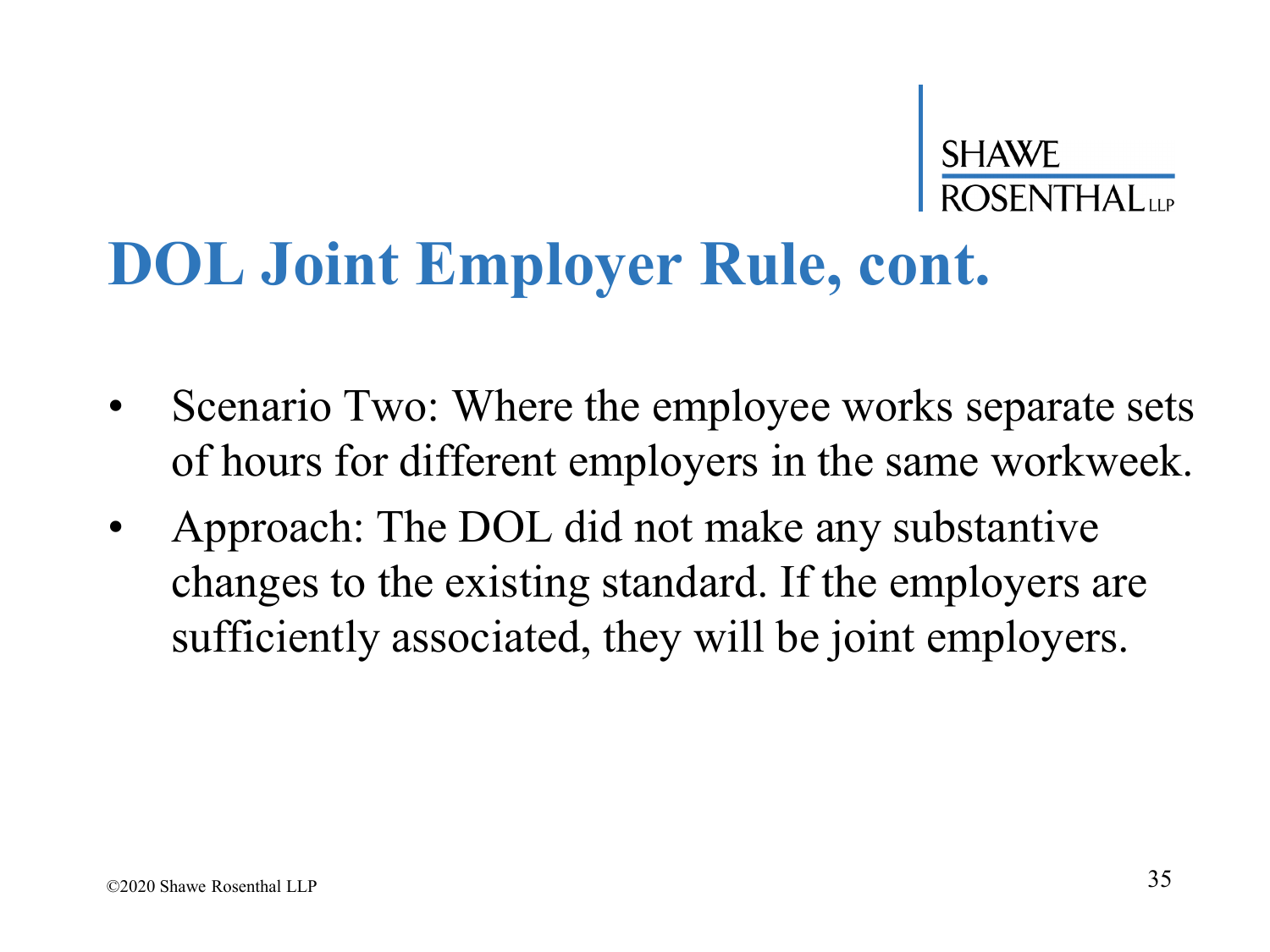# DOL Joint Employer Rule, cont.

- Scenario Two: Where the employee works separate sets of hours for different employers in the same workweek.
- Approach: The DOL did not make any substantive changes to the existing standard. If the employers are sufficiently associated, they will be joint employers.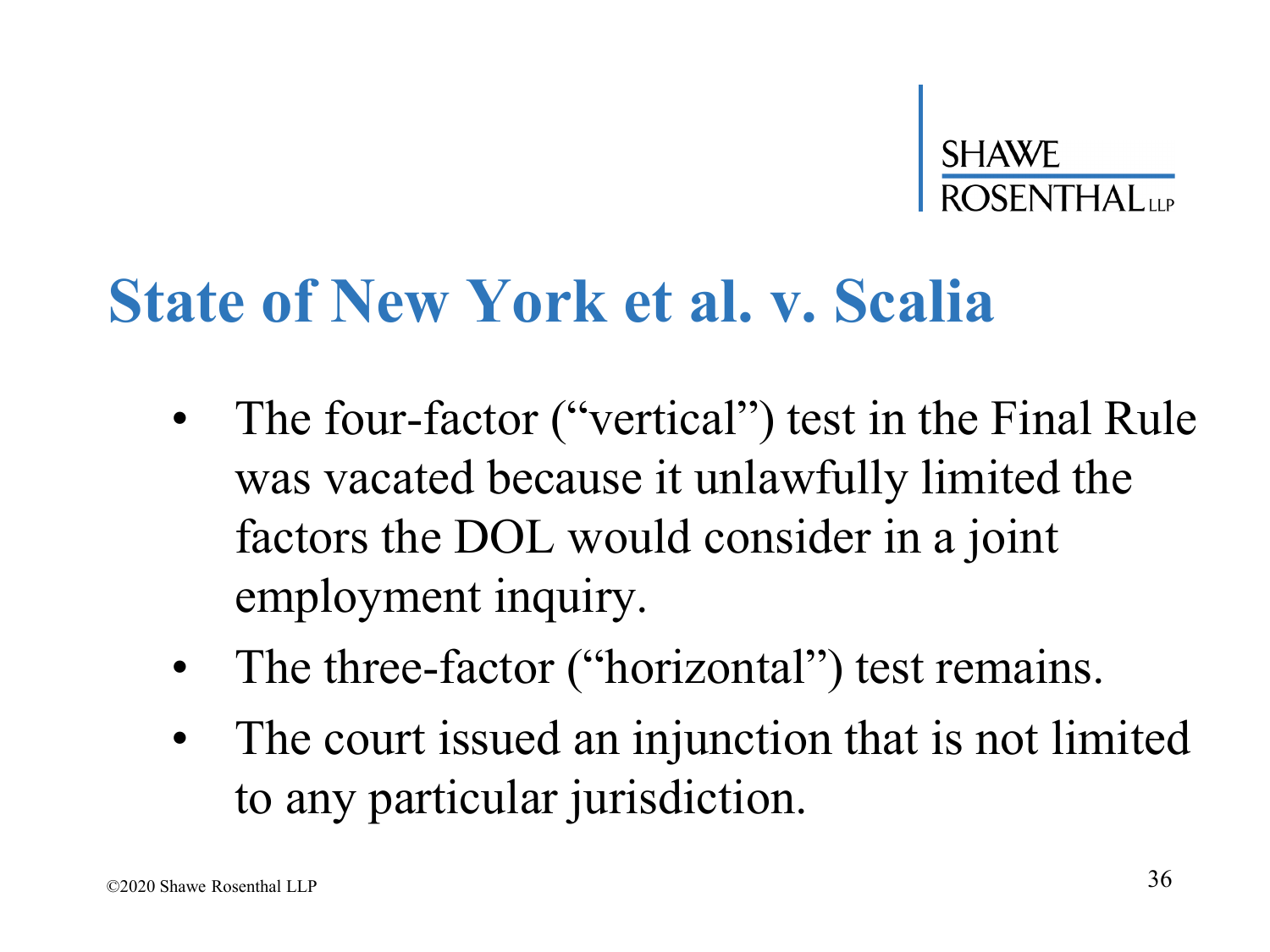# State of New York et al. v. Scalia

- The four-factor ("vertical") test in the Final Rule was vacated because it unlawfully limited the factors the DOL would consider in a joint employment inquiry.
- The three-factor ("horizontal") test remains.
- The court issued an injunction that is not limited to any particular jurisdiction.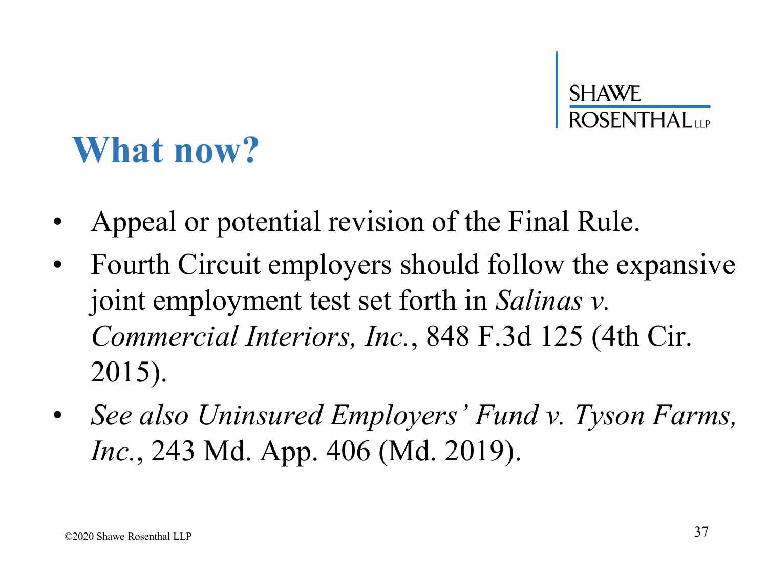# What now?

- Appeal or potential revision of the Final Rule.
- Fourth Circuit employers should follow the expansive joint employment test set forth in *Salinas v. Commercial Interiors, Inc.*, 848 F.3d 125 (4th Cir. 2015).
- *See also Uninsured Employers' Fund v. Tyson Farms, Inc.*, 243 Md. App. 406 (Md. 2019).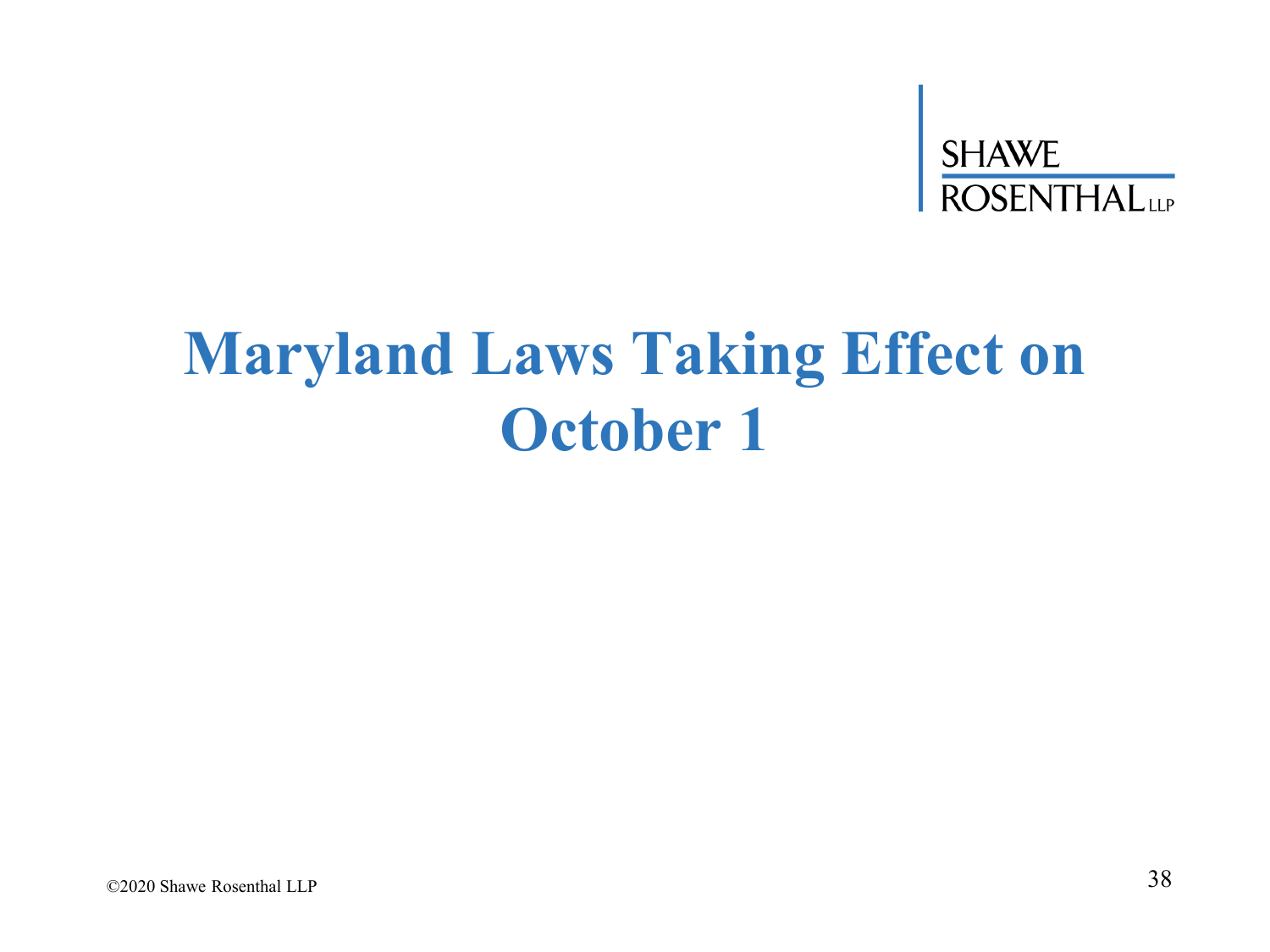# Maryland Laws Taking Effect on October 1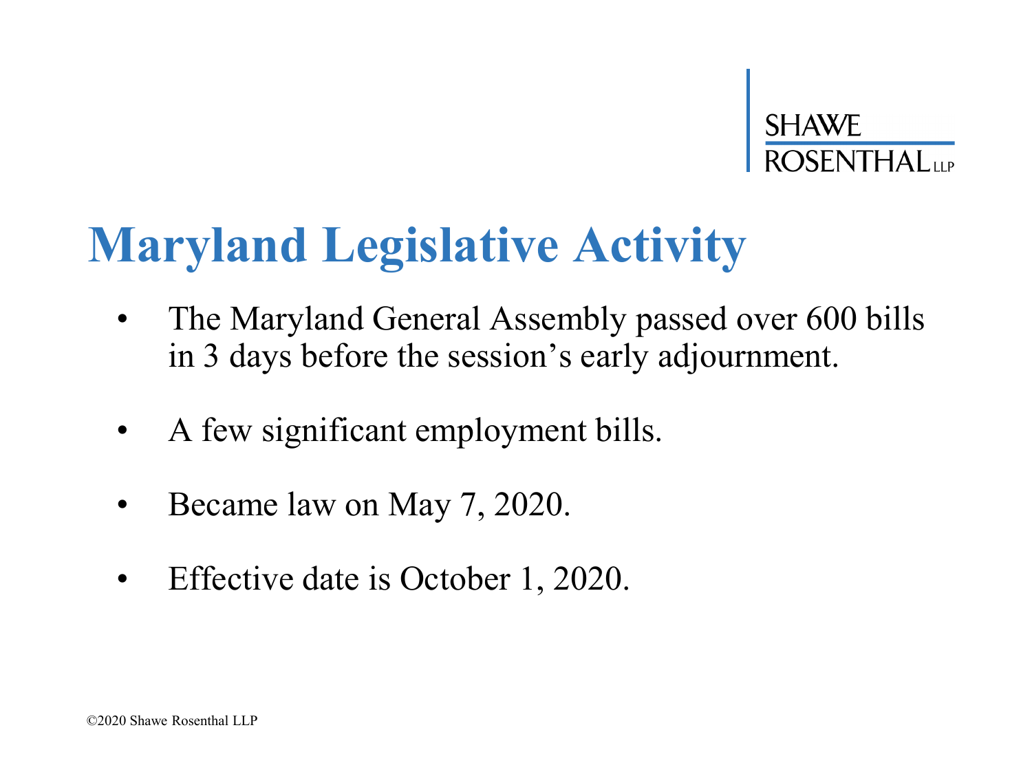# Maryland Legislative Activity

- The Maryland General Assembly passed over 600 bills in 3 days before the session's early adjournment.
- A few significant employment bills.
- Became law on May 7, 2020.
- Effective date is October 1, 2020.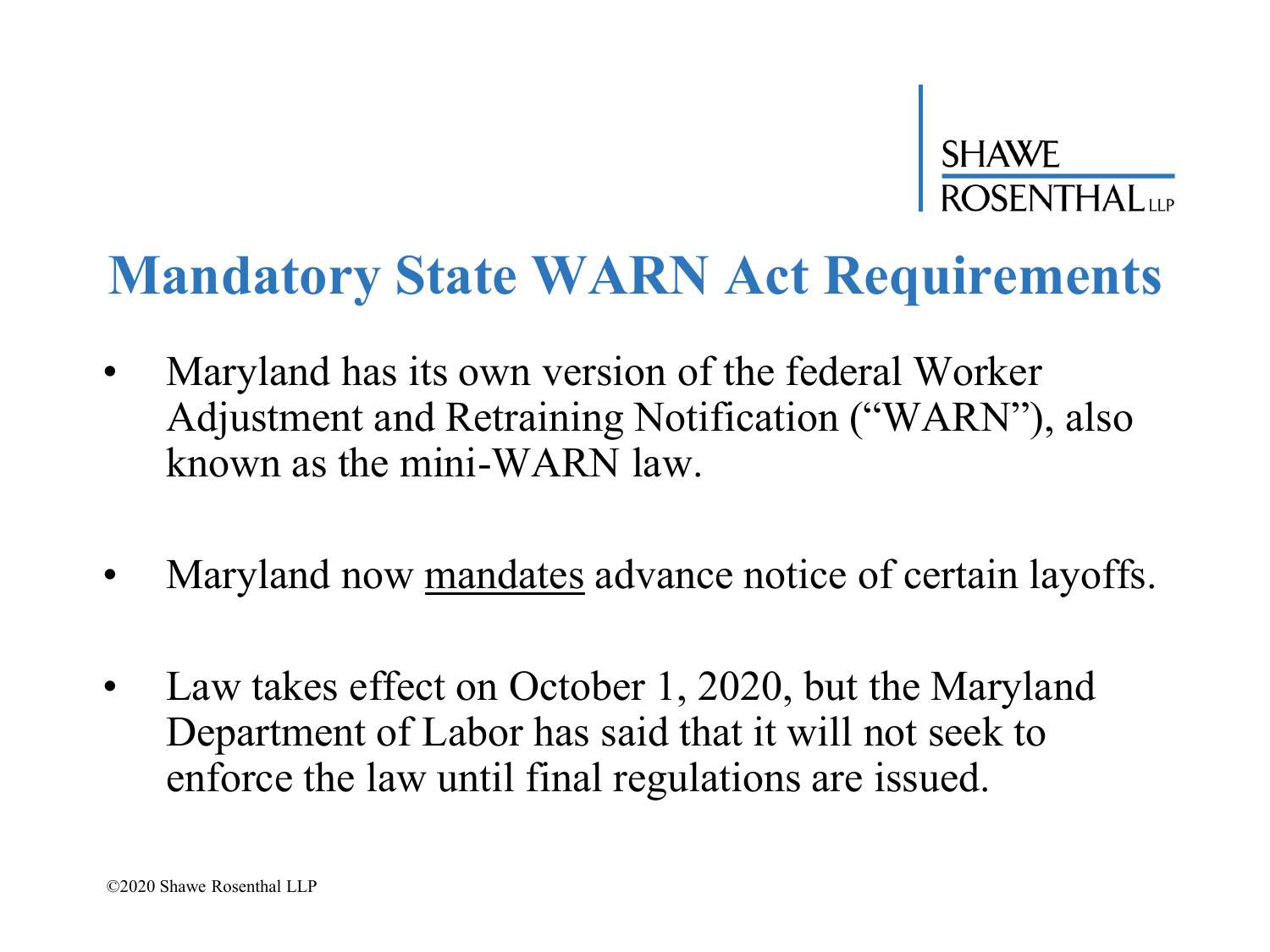# Mandatory State WARN Act Requirements

- Maryland has its own version of the federal Worker Adjustment and Retraining Notification ("WARN"), also known as the mini-WARN law.

- Maryland now <u>mandates</u> advance notice of certain layoffs.

- Law takes effect on October 1, 2020, but the Maryland Department of Labor has said that it will not seek to enforce the law until final regulations are issued.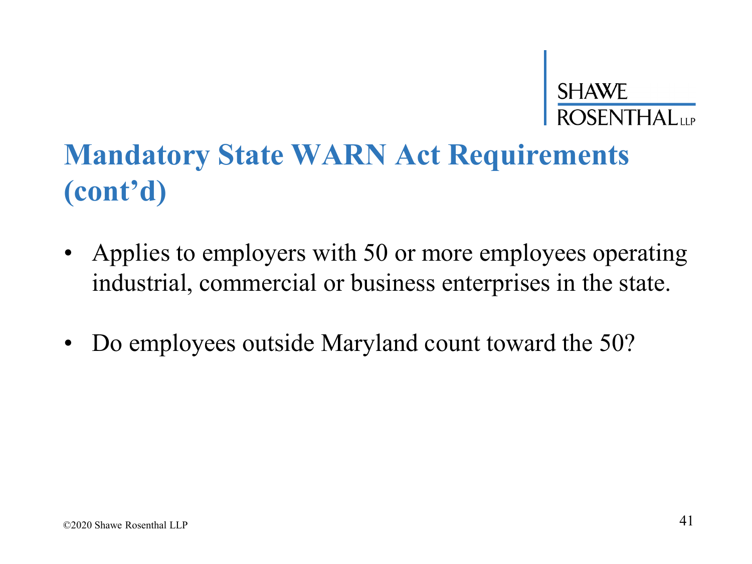# Mandatory State WARN Act Requirements (cont'd)

- Applies to employers with 50 or more employees operating industrial, commercial or business enterprises in the state.
- Do employees outside Maryland count toward the 50?

©2020 Shawe Rosenthal LLP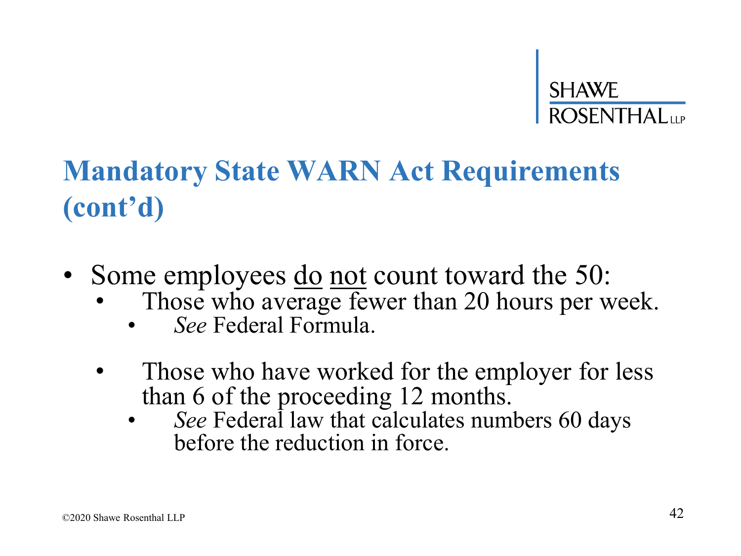# Mandatory State WARN Act Requirements (cont'd)

- Some employees <u>do</u> <u>not</u> count toward the 50:
  - Those who average fewer than 20 hours per week.
    - *See* Federal Formula.
  - Those who have worked for the employer for less than 6 of the proceeding 12 months.
    - *See* Federal law that calculates numbers 60 days before the reduction in force.

©2020 Shawe Rosenthal LLP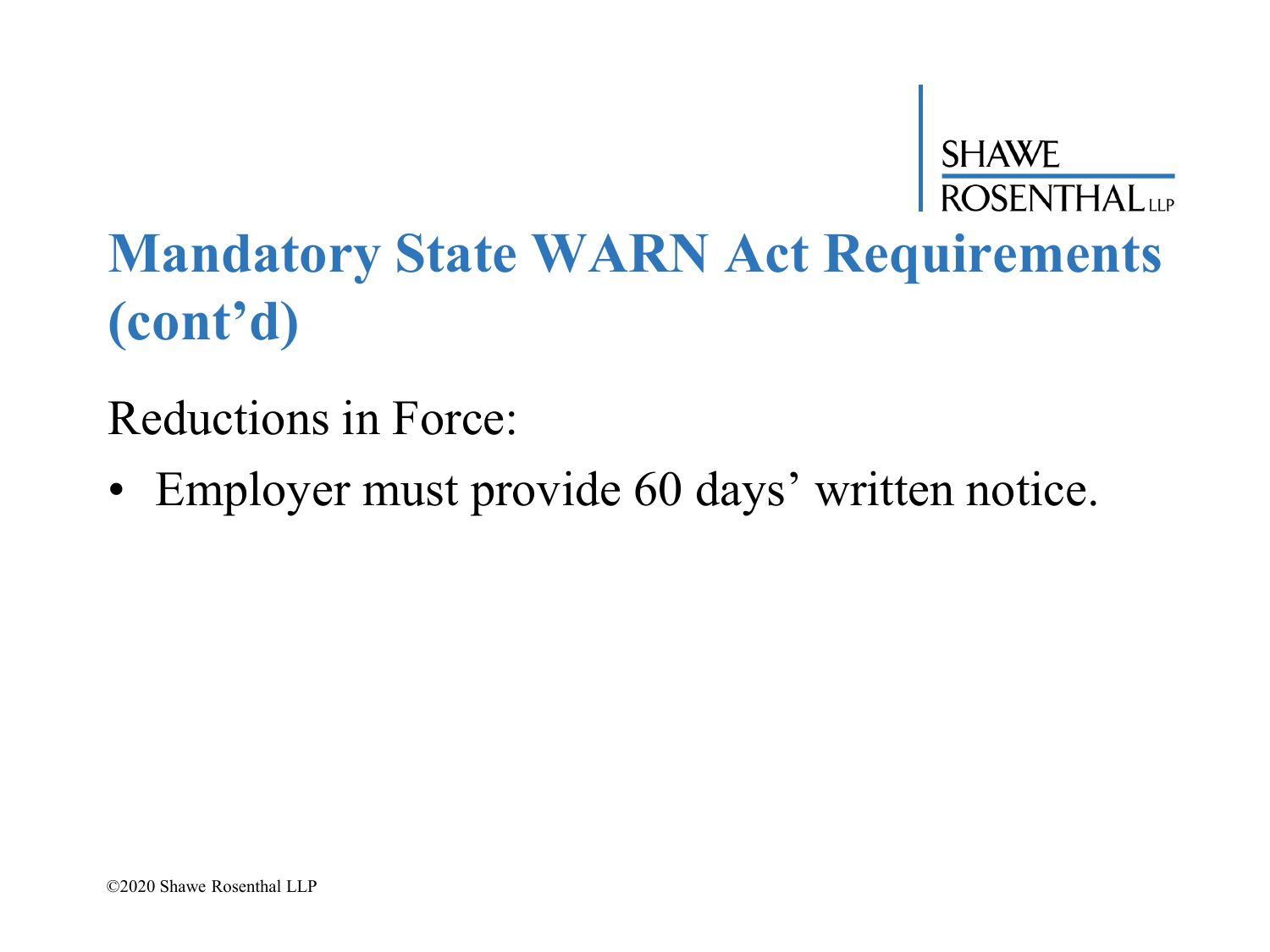# Mandatory State WARN Act Requirements (cont'd)

Reductions in Force:

- Employer must provide 60 days' written notice.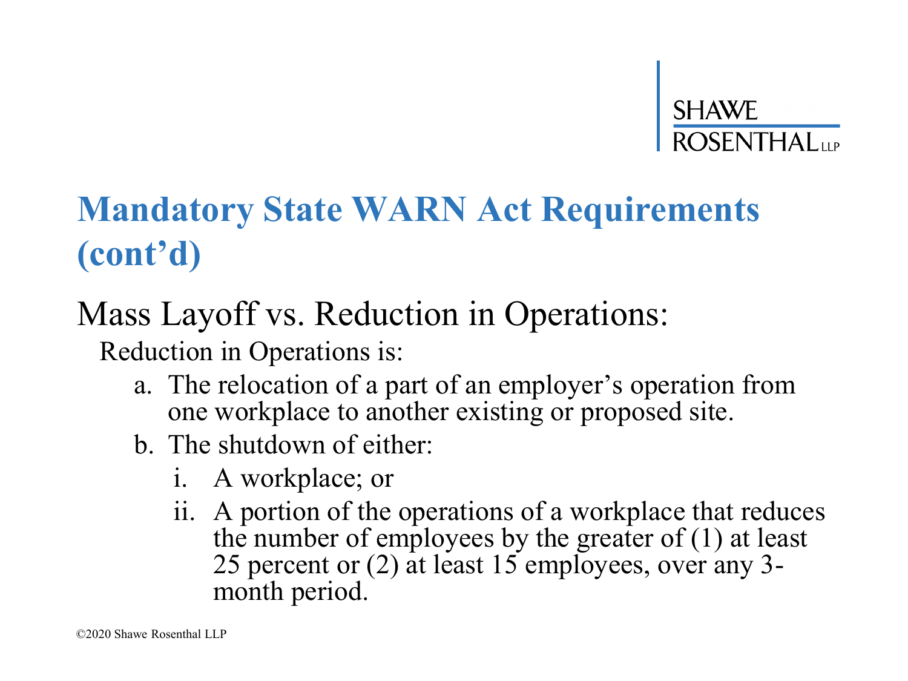# Mandatory State WARN Act Requirements (cont'd)

## Mass Layoff vs. Reduction in Operations:

Reduction in Operations is:

a. The relocation of a part of an employer's operation from one workplace to another existing or proposed site.

b. The shutdown of either:

   i. A workplace; or

   ii. A portion of the operations of a workplace that reduces the number of employees by the greater of (1) at least 25 percent or (2) at least 15 employees, over any 3-month period.

©2020 Shawe Rosenthal LLP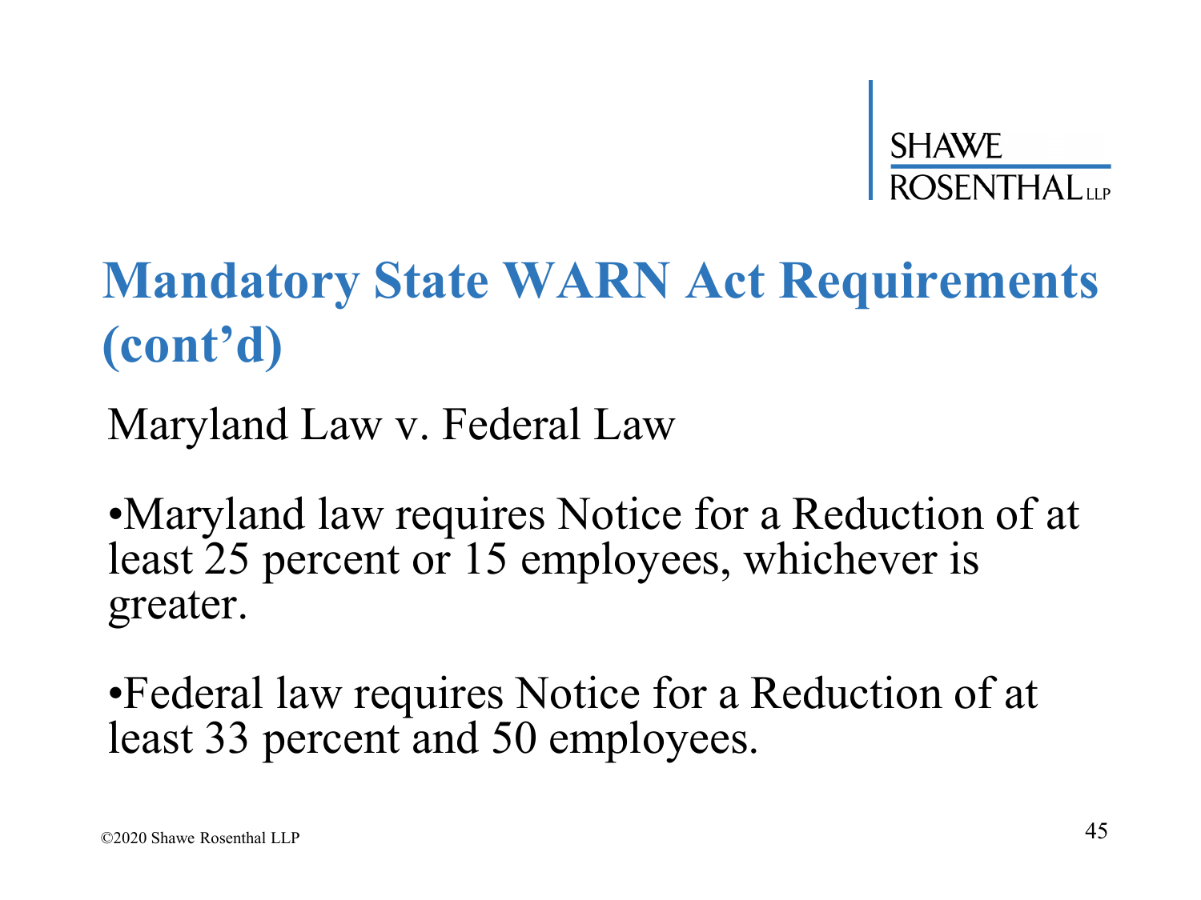# Mandatory State WARN Act Requirements (cont'd)

Maryland Law v. Federal Law

- Maryland law requires Notice for a Reduction of at least 25 percent or 15 employees, whichever is greater.
- Federal law requires Notice for a Reduction of at least 33 percent and 50 employees.

©2020 Shawe Rosenthal LLP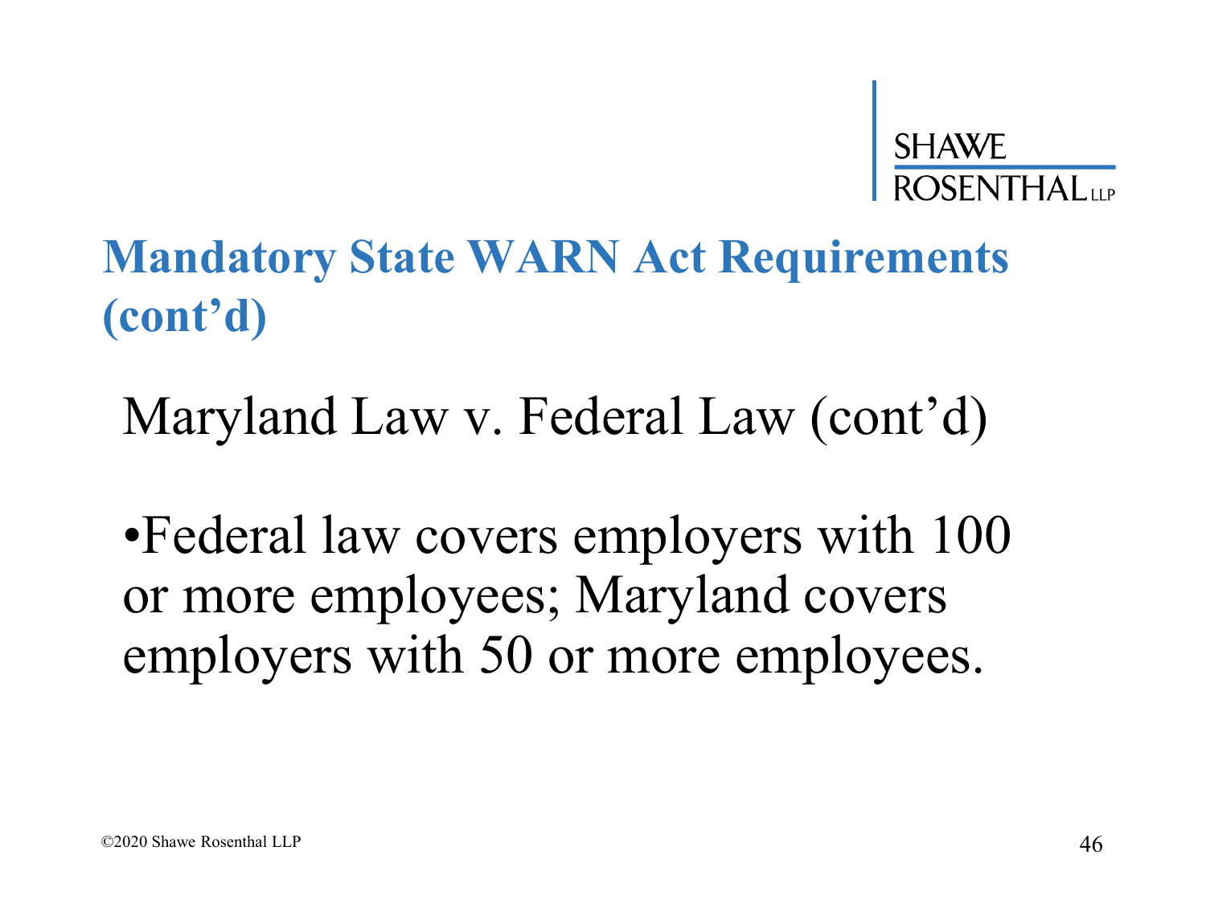# Mandatory State WARN Act Requirements (cont'd)

## Maryland Law v. Federal Law (cont'd)

- Federal law covers employers with 100 or more employees; Maryland covers employers with 50 or more employees.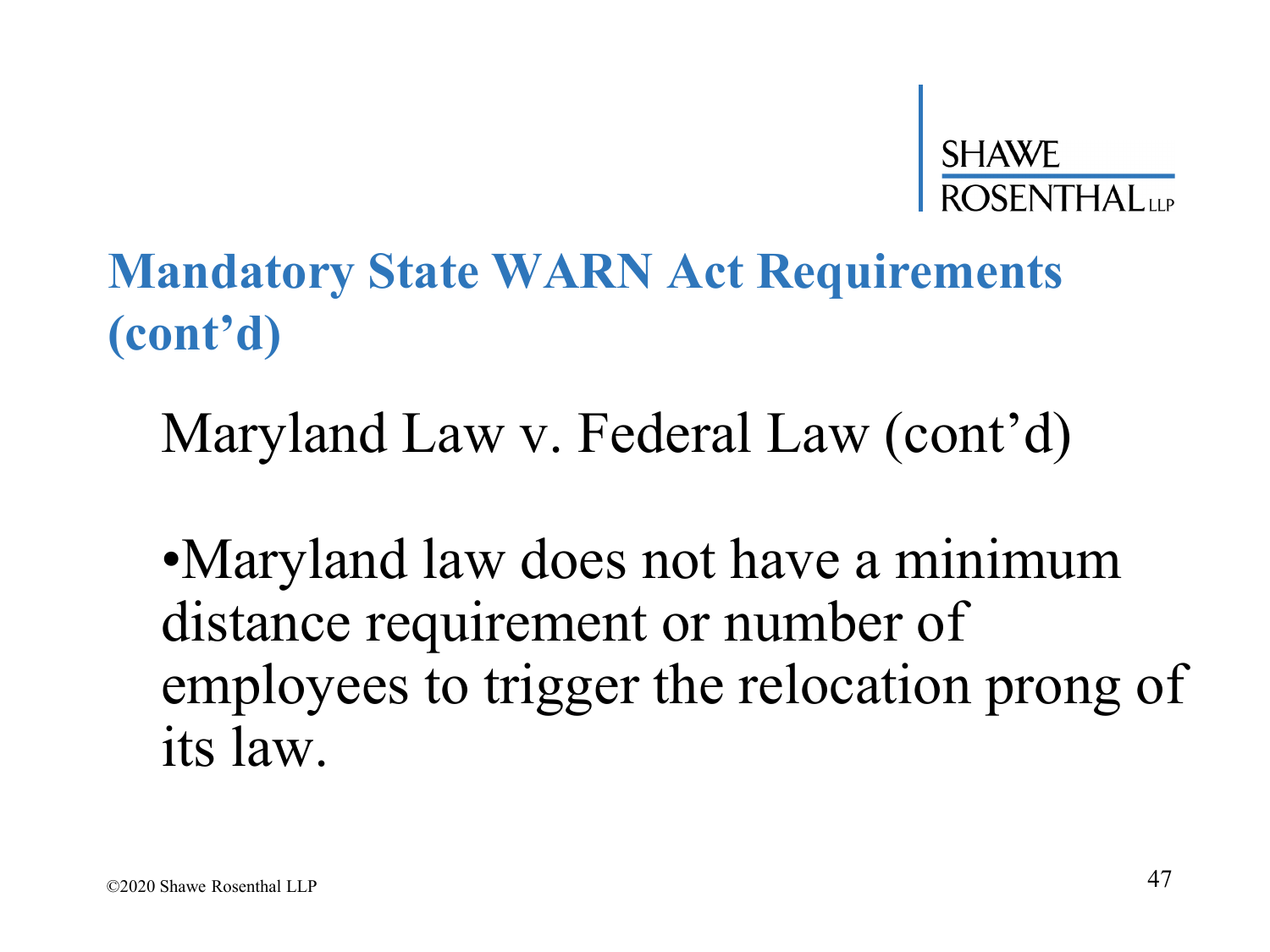## Mandatory State WARN Act Requirements (cont'd)

Maryland Law v. Federal Law (cont'd)

- Maryland law does not have a minimum distance requirement or number of employees to trigger the relocation prong of its law.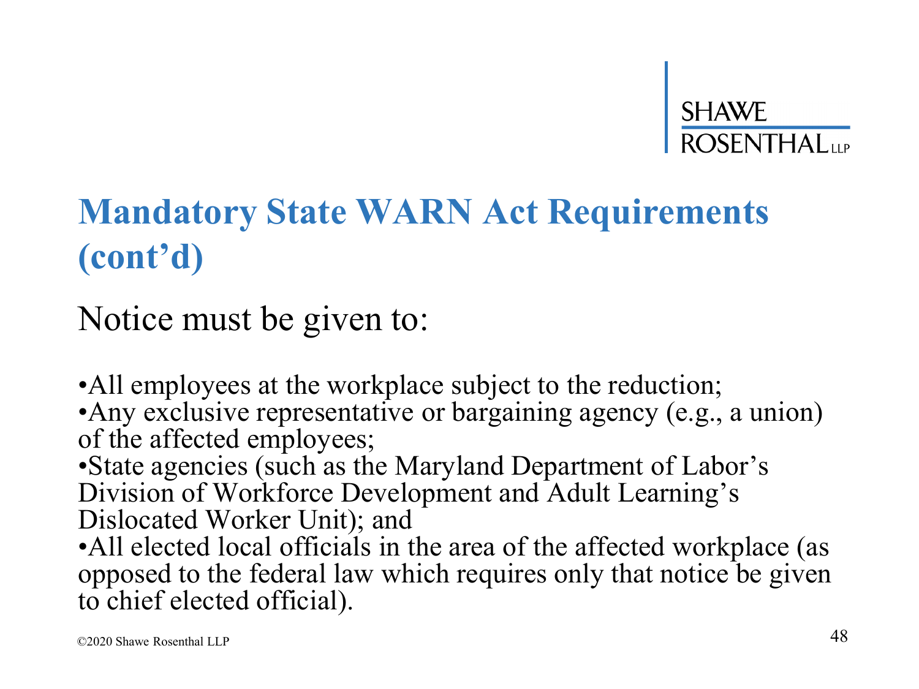## Mandatory State WARN Act Requirements (cont'd)

Notice must be given to:

- All employees at the workplace subject to the reduction;
- Any exclusive representative or bargaining agency (e.g., a union) of the affected employees;
- State agencies (such as the Maryland Department of Labor's Division of Workforce Development and Adult Learning's Dislocated Worker Unit); and
- All elected local officials in the area of the affected workplace (as opposed to the federal law which requires only that notice be given to chief elected official).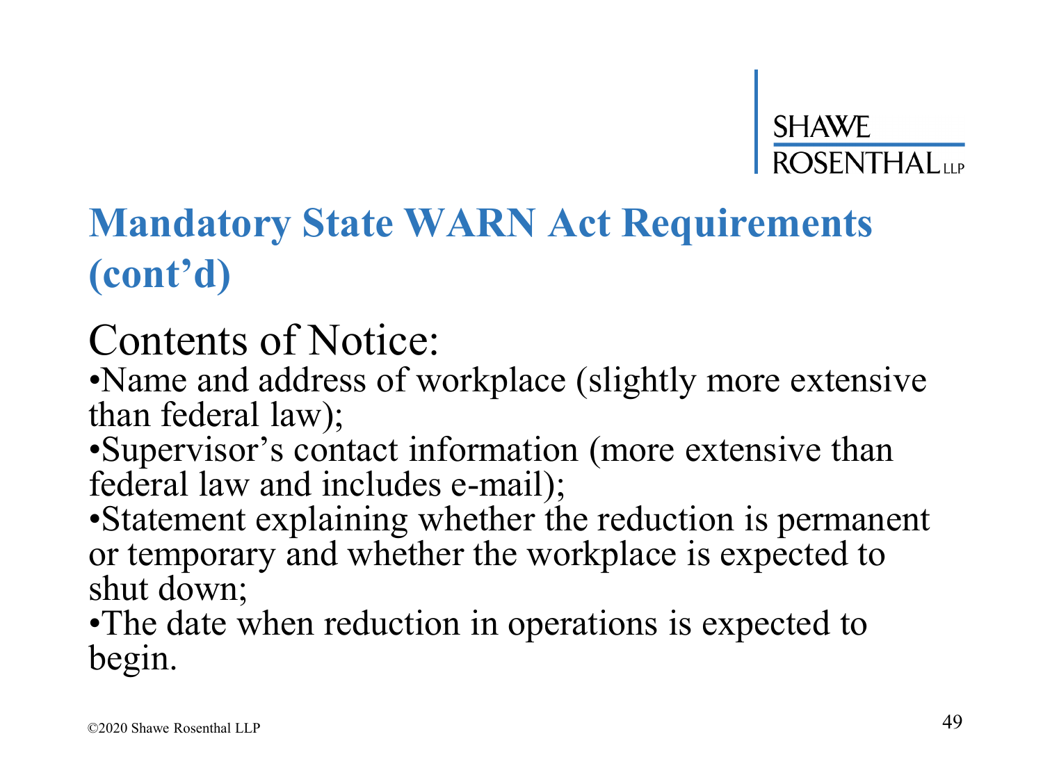# Mandatory State WARN Act Requirements (cont'd)

## Contents of Notice:

- Name and address of workplace (slightly more extensive than federal law);
- Supervisor's contact information (more extensive than federal law and includes e-mail);
- Statement explaining whether the reduction is permanent or temporary and whether the workplace is expected to shut down;
- The date when reduction in operations is expected to begin.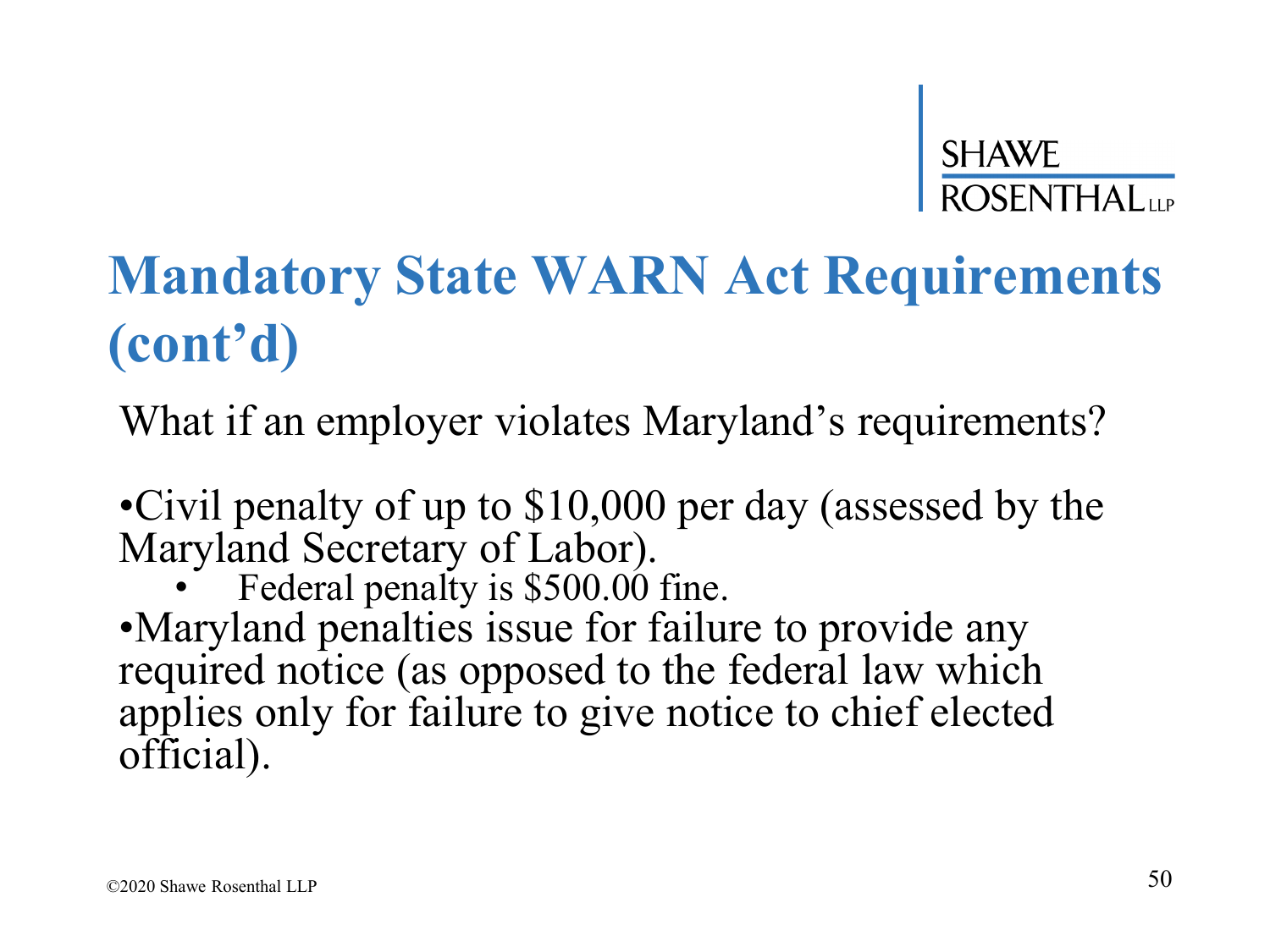# Mandatory State WARN Act Requirements (cont'd)

What if an employer violates Maryland's requirements?

- Civil penalty of up to $10,000 per day (assessed by the Maryland Secretary of Labor).
  - Federal penalty is $500.00 fine.
- Maryland penalties issue for failure to provide any required notice (as opposed to the federal law which applies only for failure to give notice to chief elected official).

©2020 Shawe Rosenthal LLP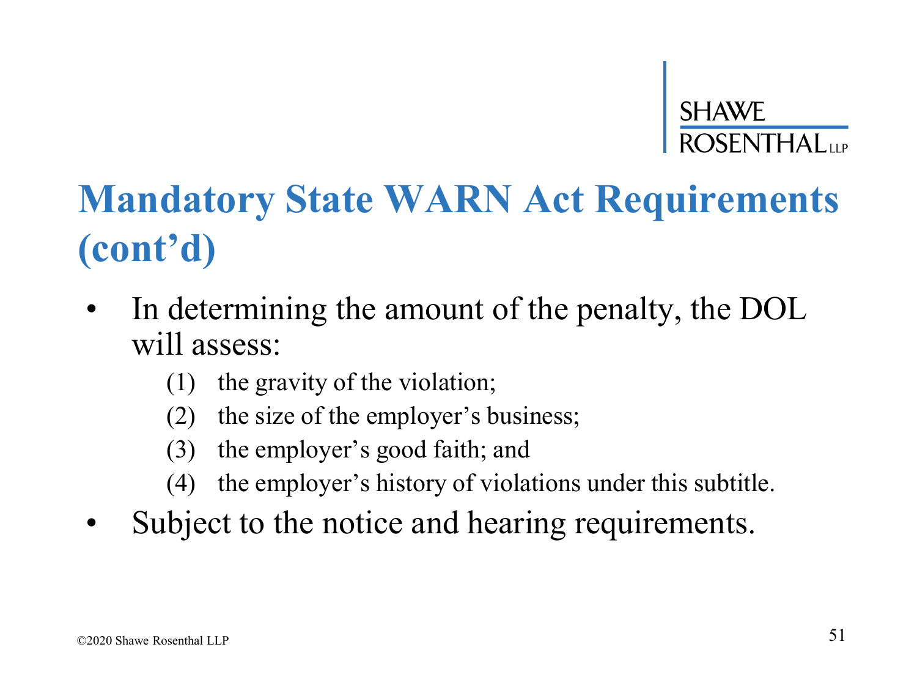# Mandatory State WARN Act Requirements (cont'd)

- In determining the amount of the penalty, the DOL will assess:
  - (1) the gravity of the violation;
  - (2) the size of the employer's business;
  - (3) the employer's good faith; and
  - (4) the employer's history of violations under this subtitle.
- Subject to the notice and hearing requirements.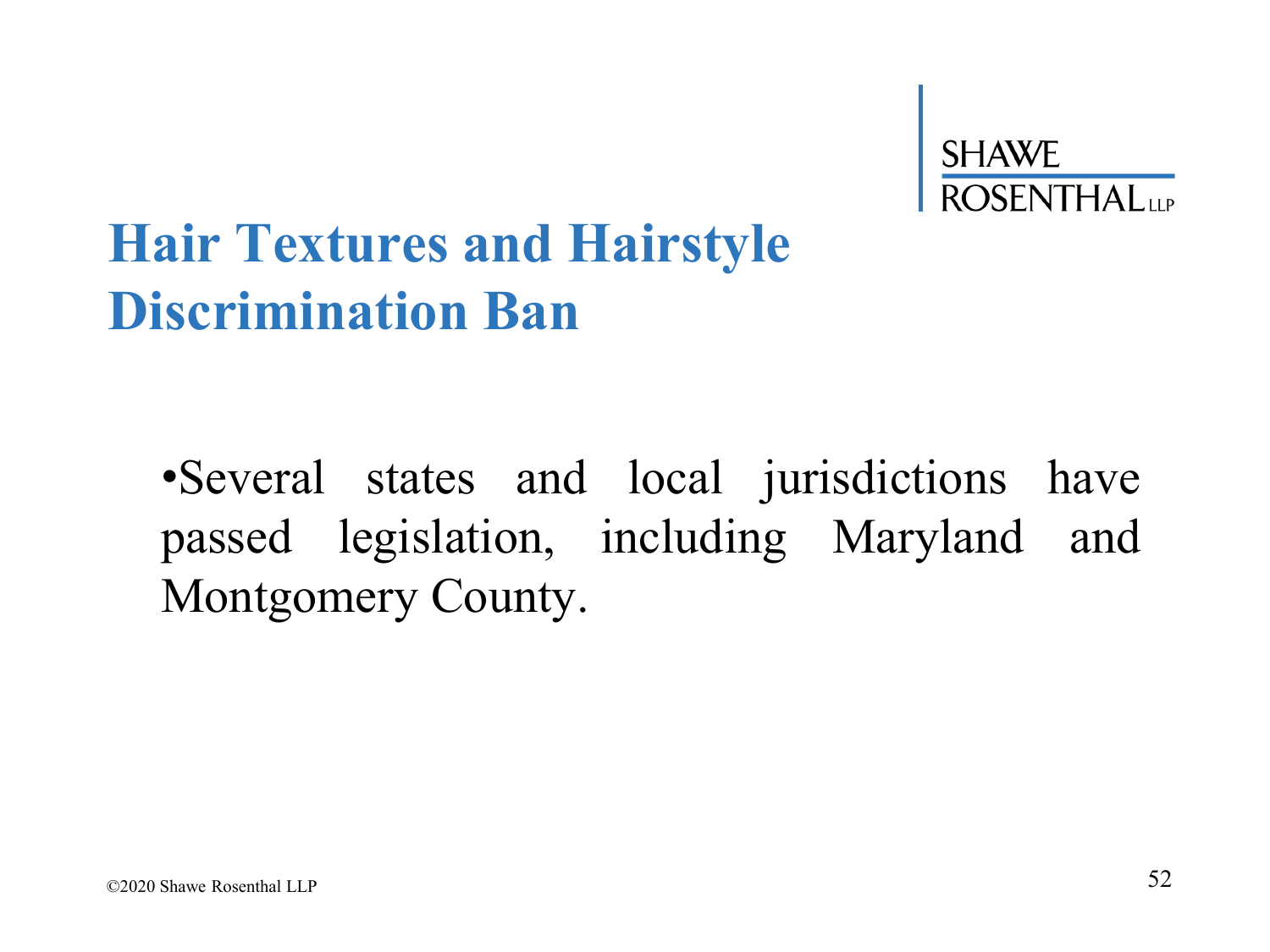# Hair Textures and Hairstyle Discrimination Ban

- Several states and local jurisdictions have passed legislation, including Maryland and Montgomery County.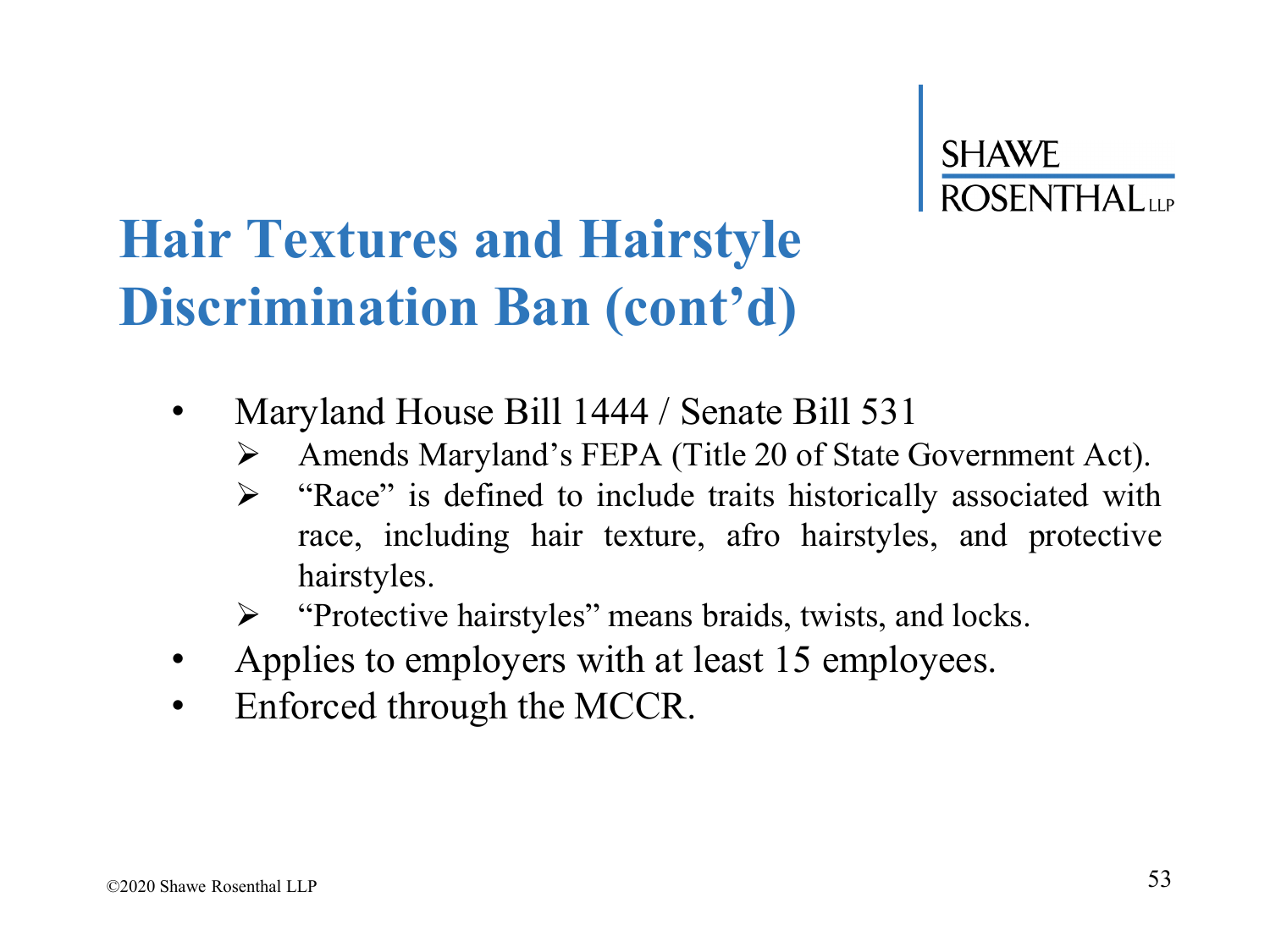# Hair Textures and Hairstyle Discrimination Ban (cont'd)

- Maryland House Bill 1444 / Senate Bill 531
  - Amends Maryland's FEPA (Title 20 of State Government Act).
  - "Race" is defined to include traits historically associated with race, including hair texture, afro hairstyles, and protective hairstyles.
  - "Protective hairstyles" means braids, twists, and locks.
- Applies to employers with at least 15 employees.
- Enforced through the MCCR.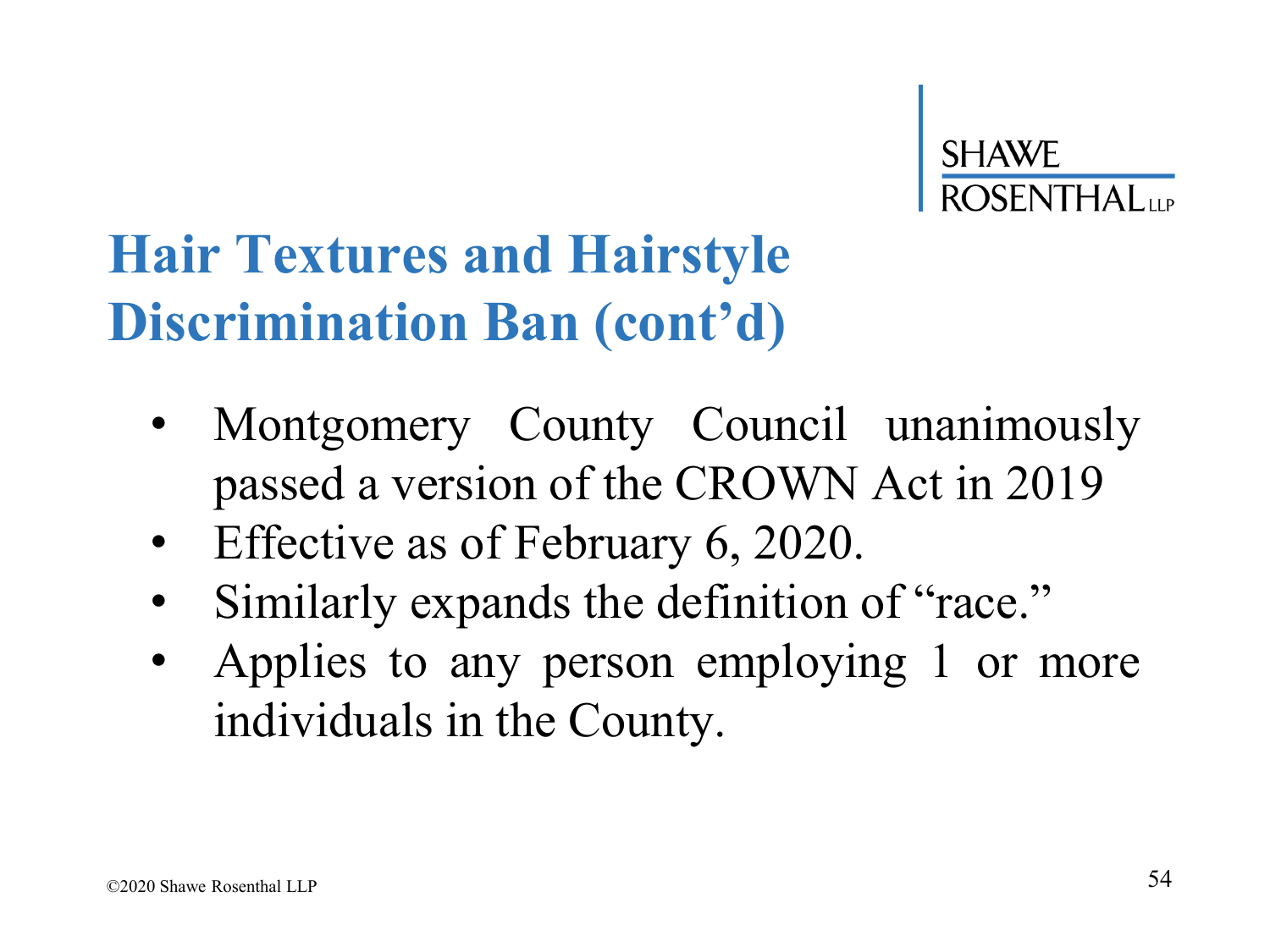# Hair Textures and Hairstyle Discrimination Ban (cont'd)

- Montgomery County Council unanimously passed a version of the CROWN Act in 2019
- Effective as of February 6, 2020.
- Similarly expands the definition of "race."
- Applies to any person employing 1 or more individuals in the County.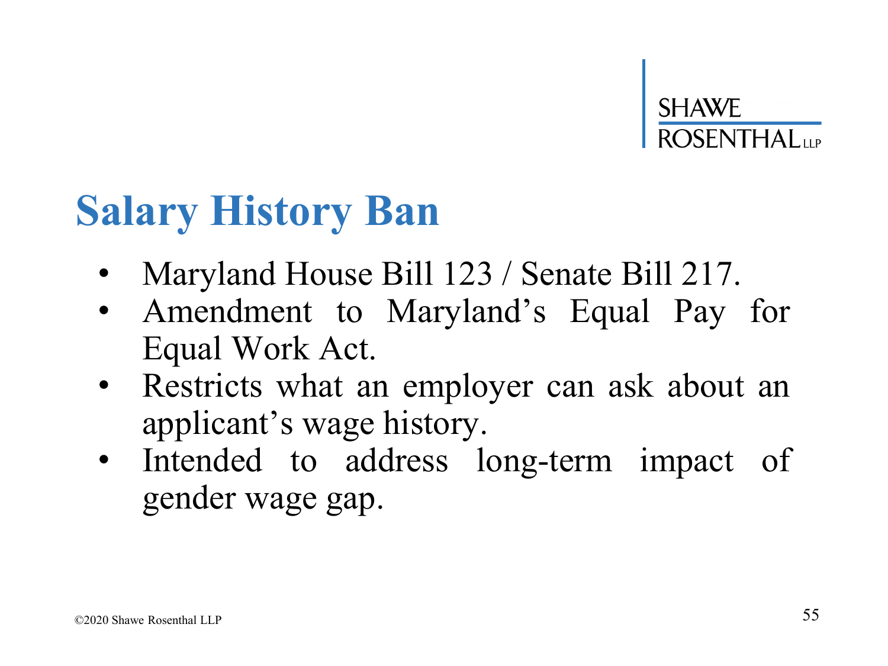# Salary History Ban

- Maryland House Bill 123 / Senate Bill 217.
- Amendment to Maryland's Equal Pay for Equal Work Act.
- Restricts what an employer can ask about an applicant's wage history.
- Intended to address long-term impact of gender wage gap.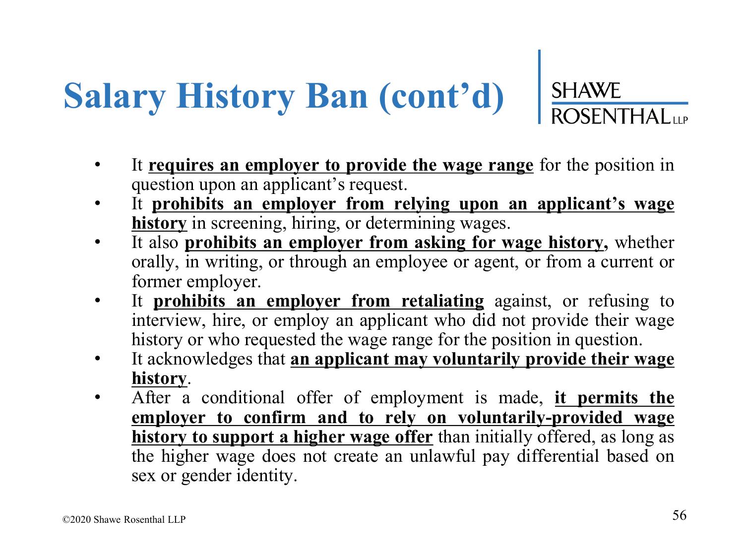# Salary History Ban (cont'd)

SHAWE ROSENTHAL LLP

- It **requires an employer to provide the wage range** for the position in question upon an applicant's request.
- It **prohibits an employer from relying upon an applicant's wage history** in screening, hiring, or determining wages.
- It also **prohibits an employer from asking for wage history,** whether orally, in writing, or through an employee or agent, or from a current or former employer.
- It **prohibits an employer from retaliating** against, or refusing to interview, hire, or employ an applicant who did not provide their wage history or who requested the wage range for the position in question.
- It acknowledges that **an applicant may voluntarily provide their wage history**.
- After a conditional offer of employment is made, **it permits the employer to confirm and to rely on voluntarily-provided wage history to support a higher wage offer** than initially offered, as long as the higher wage does not create an unlawful pay differential based on sex or gender identity.

©2020 Shawe Rosenthal LLP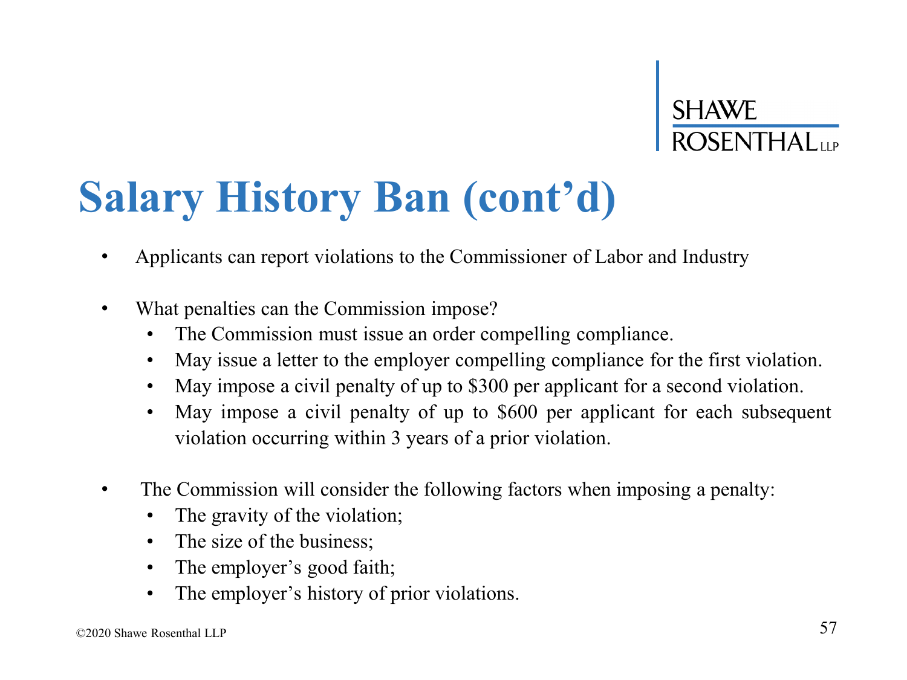# Salary History Ban (cont'd)

- Applicants can report violations to the Commissioner of Labor and Industry
- What penalties can the Commission impose?
  - The Commission must issue an order compelling compliance.
  - May issue a letter to the employer compelling compliance for the first violation.
  - May impose a civil penalty of up to $300 per applicant for a second violation.
  - May impose a civil penalty of up to $600 per applicant for each subsequent violation occurring within 3 years of a prior violation.
- The Commission will consider the following factors when imposing a penalty:
  - The gravity of the violation;
  - The size of the business;
  - The employer's good faith;
  - The employer's history of prior violations.

©2020 Shawe Rosenthal LLP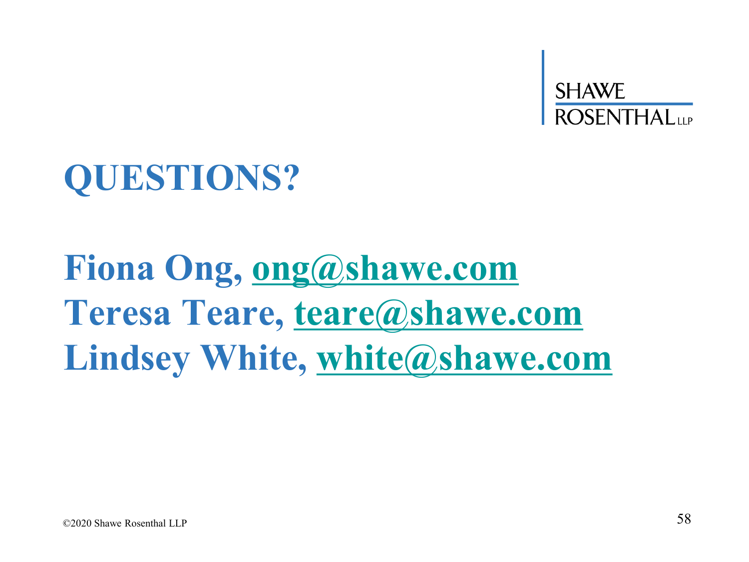SHAWE ROSENTHAL LLP

# QUESTIONS?

**Fiona Ong, ong@shawe.com**
**Teresa Teare, teare@shawe.com**
**Lindsey White, white@shawe.com**

©2020 Shawe Rosenthal LLP